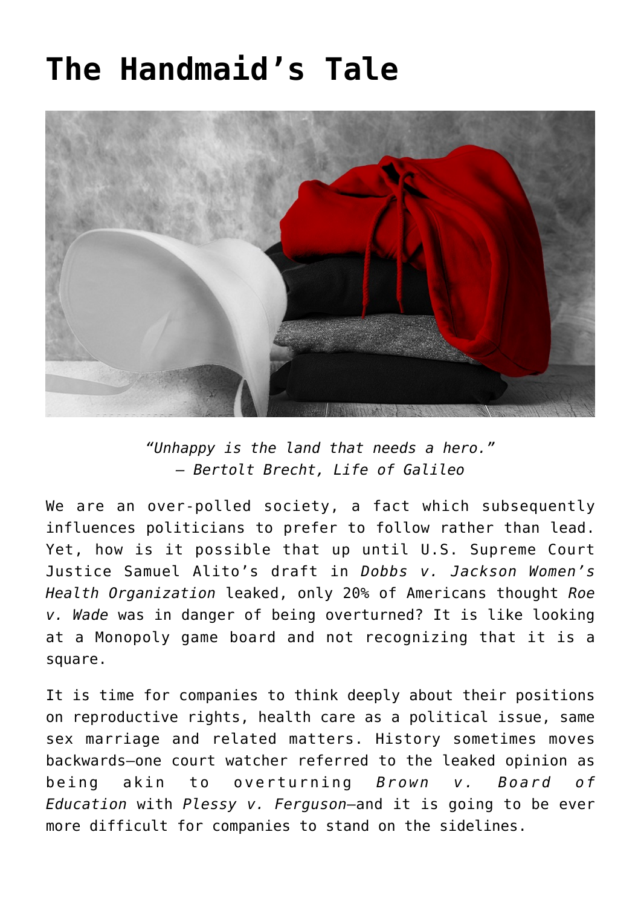# The Handmaid's Tale

*"Unhappy is the land that needs a hero."*
*— Bertolt Brecht, Life of Galileo*

We are an over-polled society, a fact which subsequently influences politicians to prefer to follow rather than lead. Yet, how is it possible that up until U.S. Supreme Court Justice Samuel Alito's draft in *Dobbs v. Jackson Women's Health Organization* leaked, only 20% of Americans thought *Roe v. Wade* was in danger of being overturned? It is like looking at a Monopoly game board and not recognizing that it is a square.

It is time for companies to think deeply about their positions on reproductive rights, health care as a political issue, same sex marriage and related matters. History sometimes moves backwards—one court watcher referred to the leaked opinion as being akin to overturning *Brown v. Board of Education* with *Plessy v. Ferguson*—and it is going to be ever more difficult for companies to stand on the sidelines.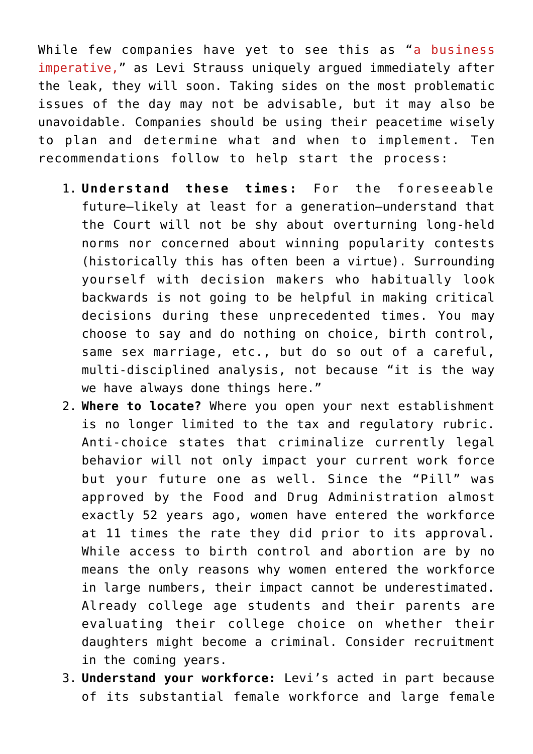While few companies have yet to see this as "a business imperative," as Levi Strauss uniquely argued immediately after the leak, they will soon. Taking sides on the most problematic issues of the day may not be advisable, but it may also be unavoidable. Companies should be using their peacetime wisely to plan and determine what and when to implement. Ten recommendations follow to help start the process:

1. **Understand these times:** For the foreseeable future—likely at least for a generation—understand that the Court will not be shy about overturning long-held norms nor concerned about winning popularity contests (historically this has often been a virtue). Surrounding yourself with decision makers who habitually look backwards is not going to be helpful in making critical decisions during these unprecedented times. You may choose to say and do nothing on choice, birth control, same sex marriage, etc., but do so out of a careful, multi-disciplined analysis, not because "it is the way we have always done things here."
2. **Where to locate?** Where you open your next establishment is no longer limited to the tax and regulatory rubric. Anti-choice states that criminalize currently legal behavior will not only impact your current work force but your future one as well. Since the "Pill" was approved by the Food and Drug Administration almost exactly 52 years ago, women have entered the workforce at 11 times the rate they did prior to its approval. While access to birth control and abortion are by no means the only reasons why women entered the workforce in large numbers, their impact cannot be underestimated. Already college age students and their parents are evaluating their college choice on whether their daughters might become a criminal. Consider recruitment in the coming years.
3. **Understand your workforce:** Levi's acted in part because of its substantial female workforce and large female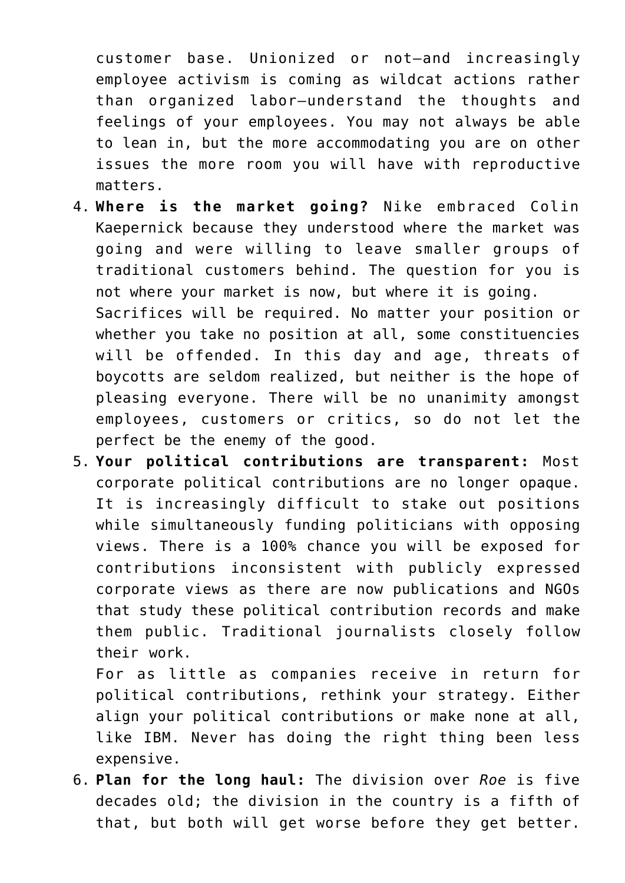customer base. Unionized or not—and increasingly employee activism is coming as wildcat actions rather than organized labor—understand the thoughts and feelings of your employees. You may not always be able to lean in, but the more accommodating you are on other issues the more room you will have with reproductive matters.

4. **Where is the market going?** Nike embraced Colin Kaepernick because they understood where the market was going and were willing to leave smaller groups of traditional customers behind. The question for you is not where your market is now, but where it is going.
   Sacrifices will be required. No matter your position or whether you take no position at all, some constituencies will be offended. In this day and age, threats of boycotts are seldom realized, but neither is the hope of pleasing everyone. There will be no unanimity amongst employees, customers or critics, so do not let the perfect be the enemy of the good.
5. **Your political contributions are transparent:** Most corporate political contributions are no longer opaque. It is increasingly difficult to stake out positions while simultaneously funding politicians with opposing views. There is a 100% chance you will be exposed for contributions inconsistent with publicly expressed corporate views as there are now publications and NGOs that study these political contribution records and make them public. Traditional journalists closely follow their work.
   For as little as companies receive in return for political contributions, rethink your strategy. Either align your political contributions or make none at all, like IBM. Never has doing the right thing been less expensive.
6. **Plan for the long haul:** The division over *Roe* is five decades old; the division in the country is a fifth of that, but both will get worse before they get better.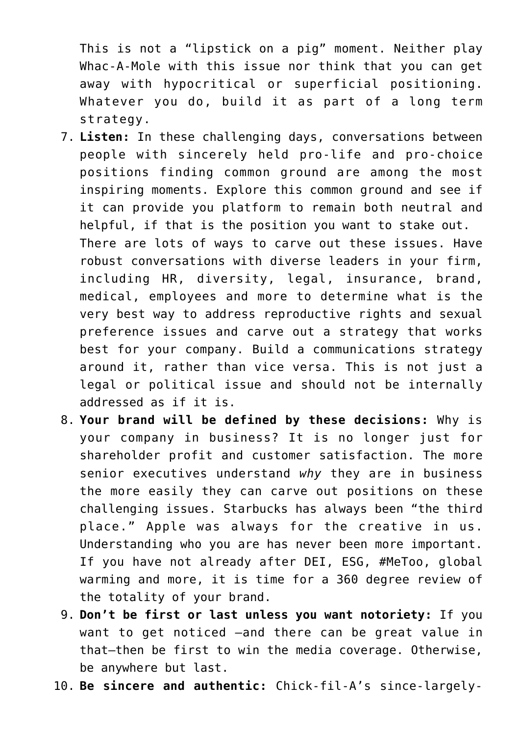This is not a "lipstick on a pig" moment. Neither play Whac-A-Mole with this issue nor think that you can get away with hypocritical or superficial positioning. Whatever you do, build it as part of a long term strategy.

7. **Listen:** In these challenging days, conversations between people with sincerely held pro-life and pro-choice positions finding common ground are among the most inspiring moments. Explore this common ground and see if it can provide you platform to remain both neutral and helpful, if that is the position you want to stake out.

   There are lots of ways to carve out these issues. Have robust conversations with diverse leaders in your firm, including HR, diversity, legal, insurance, brand, medical, employees and more to determine what is the very best way to address reproductive rights and sexual preference issues and carve out a strategy that works best for your company. Build a communications strategy around it, rather than vice versa. This is not just a legal or political issue and should not be internally addressed as if it is.
8. **Your brand will be defined by these decisions:** Why is your company in business? It is no longer just for shareholder profit and customer satisfaction. The more senior executives understand *why* they are in business the more easily they can carve out positions on these challenging issues. Starbucks has always been "the third place." Apple was always for the creative in us. Understanding who you are has never been more important. If you have not already after DEI, ESG, #MeToo, global warming and more, it is time for a 360 degree review of the totality of your brand.
9. **Don't be first or last unless you want notoriety:** If you want to get noticed —and there can be great value in that—then be first to win the media coverage. Otherwise, be anywhere but last.
10. **Be sincere and authentic:** Chick-fil-A's since-largely-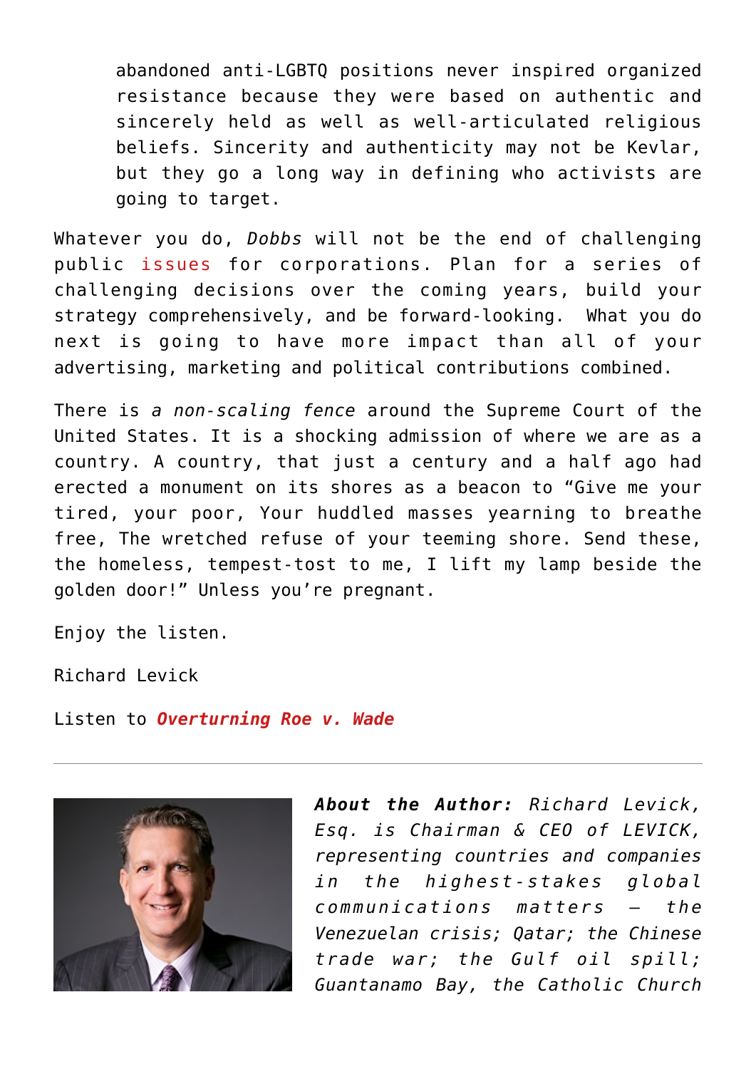> abandoned anti-LGBTQ positions never inspired organized resistance because they were based on authentic and sincerely held as well as well-articulated religious beliefs. Sincerity and authenticity may not be Kevlar, but they go a long way in defining who activists are going to target.

Whatever you do, *Dobbs* will not be the end of challenging public issues for corporations. Plan for a series of challenging decisions over the coming years, build your strategy comprehensively, and be forward-looking. What you do next is going to have more impact than all of your advertising, marketing and political contributions combined.

There is *a non-scaling fence* around the Supreme Court of the United States. It is a shocking admission of where we are as a country. A country, that just a century and a half ago had erected a monument on its shores as a beacon to "Give me your tired, your poor, Your huddled masses yearning to breathe free, The wretched refuse of your teeming shore. Send these, the homeless, tempest-tost to me, I lift my lamp beside the golden door!" Unless you're pregnant.

Enjoy the listen.

Richard Levick

Listen to ***Overturning Roe v. Wade***

---

***About the Author:*** *Richard Levick, Esq. is Chairman & CEO of LEVICK, representing countries and companies in the highest-stakes global communications matters — the Venezuelan crisis; Qatar; the Chinese trade war; the Gulf oil spill; Guantanamo Bay, the Catholic Church*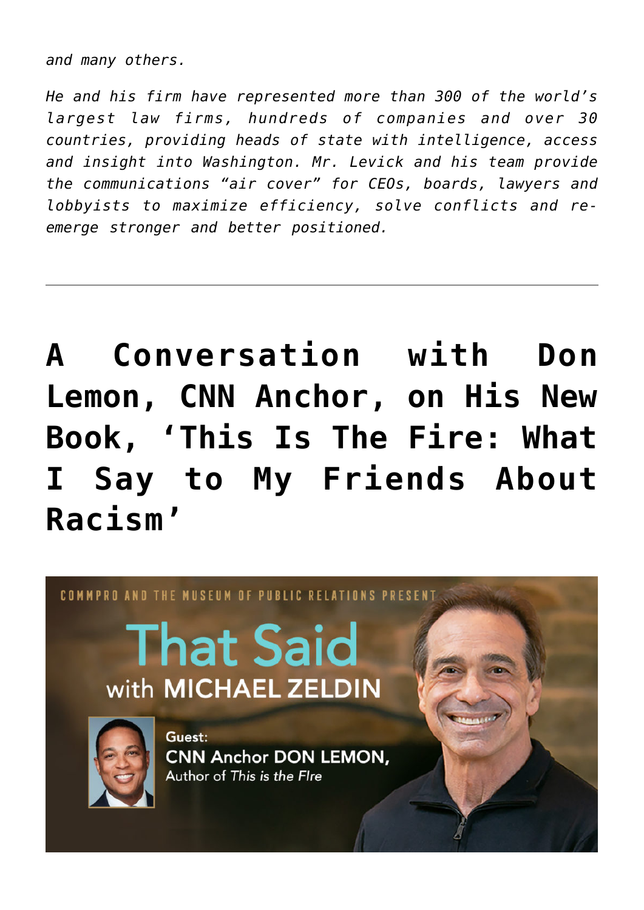*and many others.*

*He and his firm have represented more than 300 of the world's largest law firms, hundreds of companies and over 30 countries, providing heads of state with intelligence, access and insight into Washington. Mr. Levick and his team provide the communications "air cover" for CEOs, boards, lawyers and lobbyists to maximize efficiency, solve conflicts and re-emerge stronger and better positioned.*

---

# A Conversation with Don Lemon, CNN Anchor, on His New Book, 'This Is The Fire: What I Say to My Friends About Racism'

COMMPRO AND THE MUSEUM OF PUBLIC RELATIONS PRESENT

That Said with MICHAEL ZELDIN

Guest: CNN Anchor DON LEMON, Author of *This is the FIre*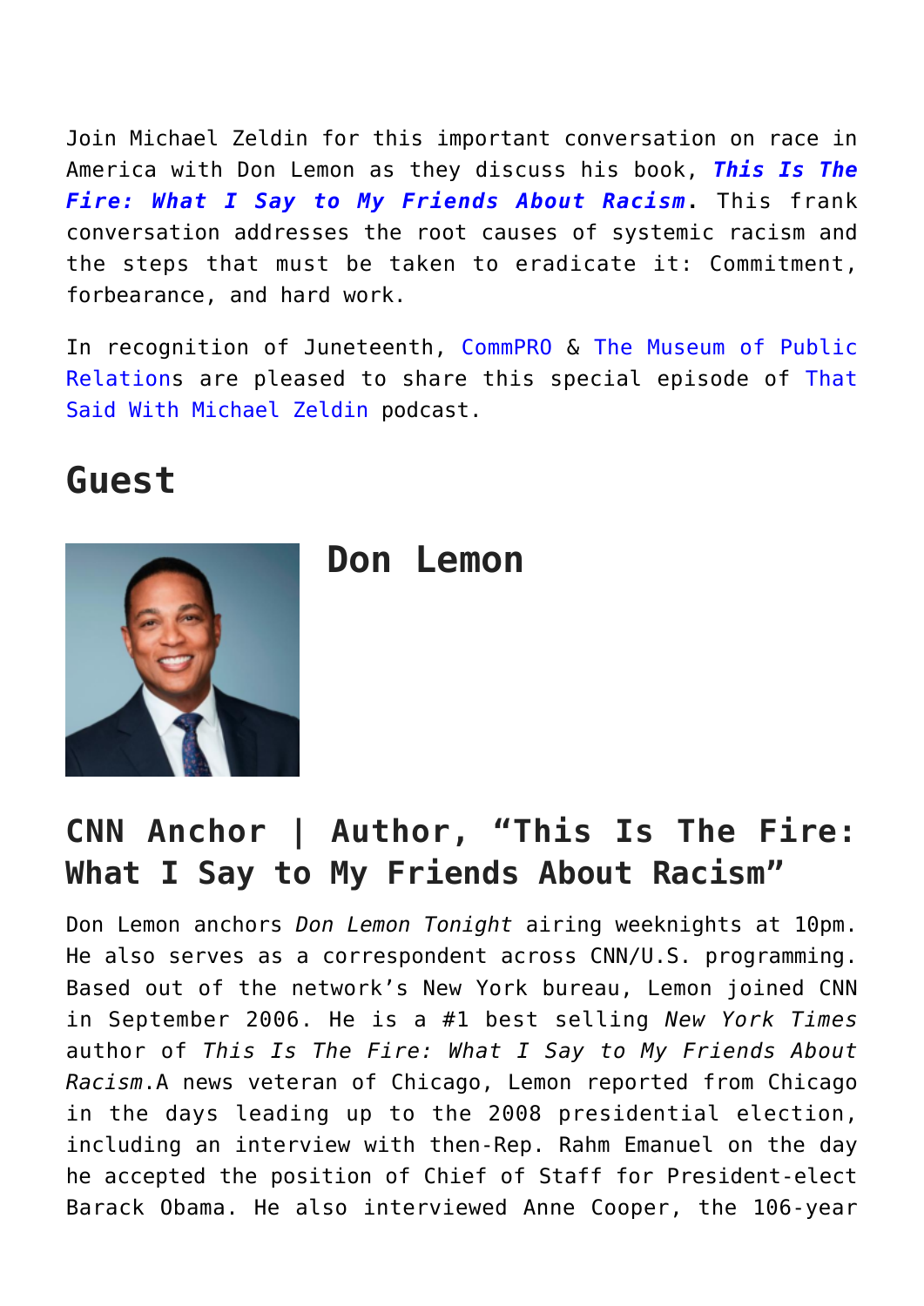Join Michael Zeldin for this important conversation on race in America with Don Lemon as they discuss his book, ***This Is The Fire: What I Say to My Friends About Racism***. This frank conversation addresses the root causes of systemic racism and the steps that must be taken to eradicate it: Commitment, forbearance, and hard work.

In recognition of Juneteenth, CommPRO & The Museum of Public Relations are pleased to share this special episode of That Said With Michael Zeldin podcast.

## Guest

### Don Lemon

## CNN Anchor | Author, "This Is The Fire: What I Say to My Friends About Racism"

Don Lemon anchors *Don Lemon Tonight* airing weeknights at 10pm. He also serves as a correspondent across CNN/U.S. programming. Based out of the network's New York bureau, Lemon joined CNN in September 2006. He is a #1 best selling *New York Times* author of *This Is The Fire: What I Say to My Friends About Racism*.A news veteran of Chicago, Lemon reported from Chicago in the days leading up to the 2008 presidential election, including an interview with then-Rep. Rahm Emanuel on the day he accepted the position of Chief of Staff for President-elect Barack Obama. He also interviewed Anne Cooper, the 106-year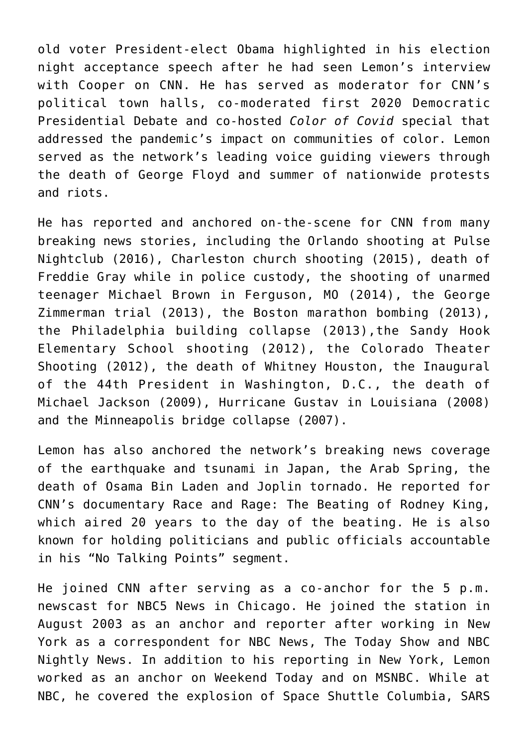old voter President-elect Obama highlighted in his election night acceptance speech after he had seen Lemon's interview with Cooper on CNN. He has served as moderator for CNN's political town halls, co-moderated first 2020 Democratic Presidential Debate and co-hosted *Color of Covid* special that addressed the pandemic's impact on communities of color. Lemon served as the network's leading voice guiding viewers through the death of George Floyd and summer of nationwide protests and riots.

He has reported and anchored on-the-scene for CNN from many breaking news stories, including the Orlando shooting at Pulse Nightclub (2016), Charleston church shooting (2015), death of Freddie Gray while in police custody, the shooting of unarmed teenager Michael Brown in Ferguson, MO (2014), the George Zimmerman trial (2013), the Boston marathon bombing (2013), the Philadelphia building collapse (2013),the Sandy Hook Elementary School shooting (2012), the Colorado Theater Shooting (2012), the death of Whitney Houston, the Inaugural of the 44th President in Washington, D.C., the death of Michael Jackson (2009), Hurricane Gustav in Louisiana (2008) and the Minneapolis bridge collapse (2007).

Lemon has also anchored the network's breaking news coverage of the earthquake and tsunami in Japan, the Arab Spring, the death of Osama Bin Laden and Joplin tornado. He reported for CNN's documentary Race and Rage: The Beating of Rodney King, which aired 20 years to the day of the beating. He is also known for holding politicians and public officials accountable in his "No Talking Points" segment.

He joined CNN after serving as a co-anchor for the 5 p.m. newscast for NBC5 News in Chicago. He joined the station in August 2003 as an anchor and reporter after working in New York as a correspondent for NBC News, The Today Show and NBC Nightly News. In addition to his reporting in New York, Lemon worked as an anchor on Weekend Today and on MSNBC. While at NBC, he covered the explosion of Space Shuttle Columbia, SARS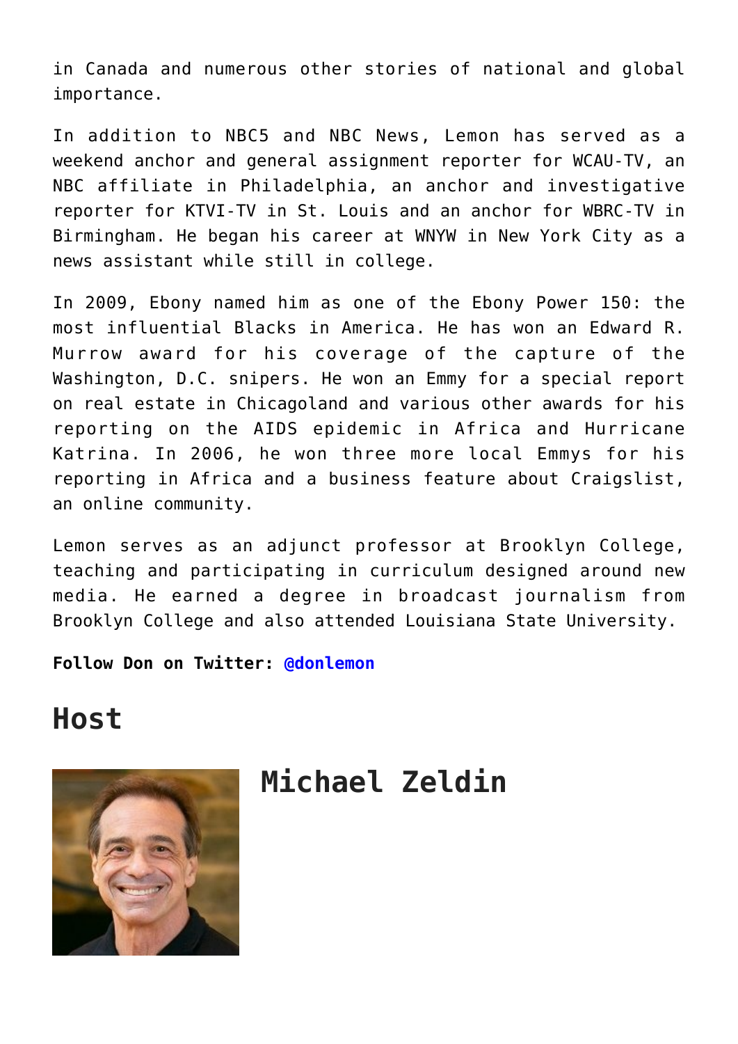in Canada and numerous other stories of national and global importance.

In addition to NBC5 and NBC News, Lemon has served as a weekend anchor and general assignment reporter for WCAU-TV, an NBC affiliate in Philadelphia, an anchor and investigative reporter for KTVI-TV in St. Louis and an anchor for WBRC-TV in Birmingham. He began his career at WNYW in New York City as a news assistant while still in college.

In 2009, Ebony named him as one of the Ebony Power 150: the most influential Blacks in America. He has won an Edward R. Murrow award for his coverage of the capture of the Washington, D.C. snipers. He won an Emmy for a special report on real estate in Chicagoland and various other awards for his reporting on the AIDS epidemic in Africa and Hurricane Katrina. In 2006, he won three more local Emmys for his reporting in Africa and a business feature about Craigslist, an online community.

Lemon serves as an adjunct professor at Brooklyn College, teaching and participating in curriculum designed around new media. He earned a degree in broadcast journalism from Brooklyn College and also attended Louisiana State University.

**Follow Don on Twitter: @donlemon**

## Host

### Michael Zeldin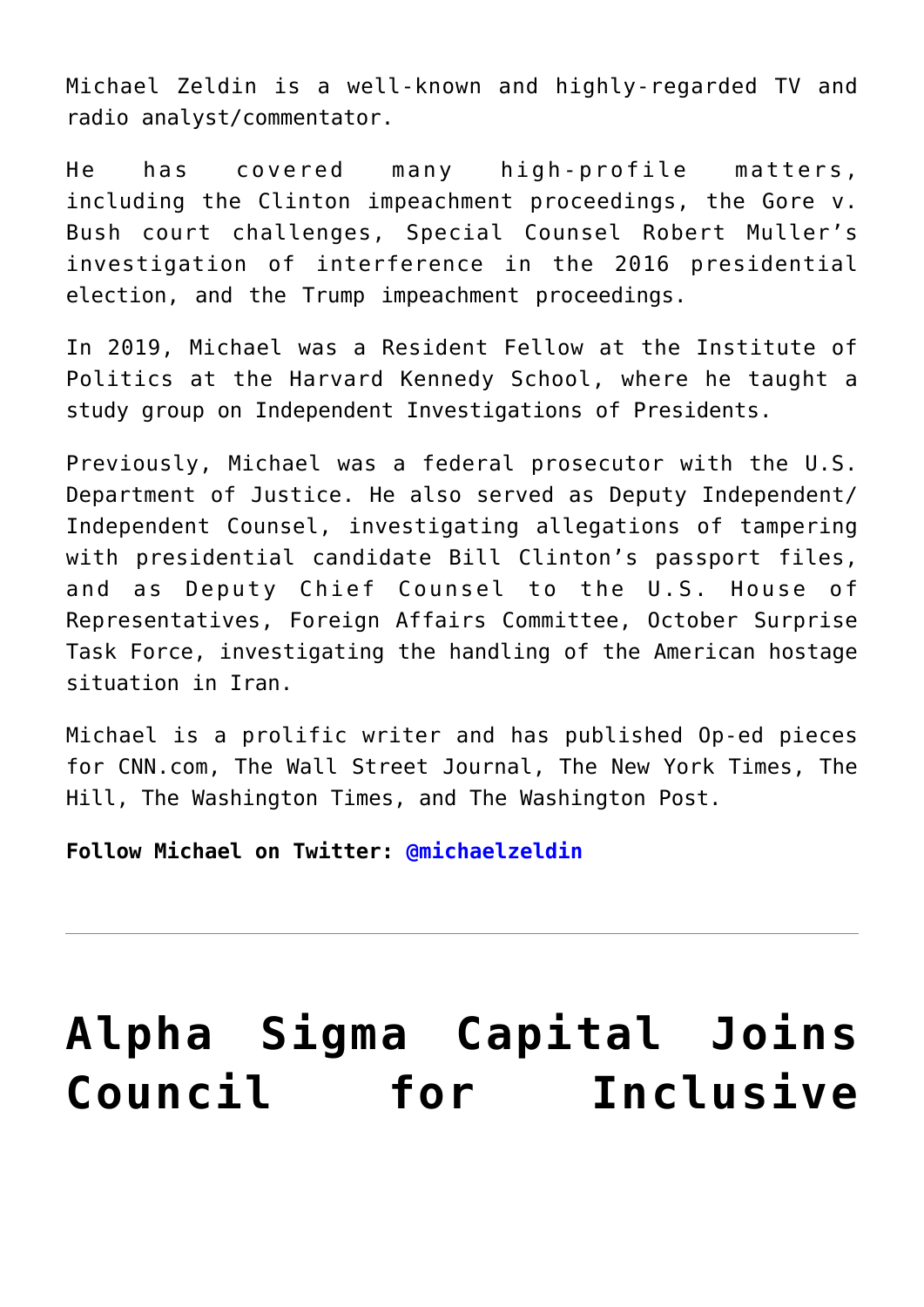Michael Zeldin is a well-known and highly-regarded TV and radio analyst/commentator.

He has covered many high-profile matters, including the Clinton impeachment proceedings, the Gore v. Bush court challenges, Special Counsel Robert Muller's investigation of interference in the 2016 presidential election, and the Trump impeachment proceedings.

In 2019, Michael was a Resident Fellow at the Institute of Politics at the Harvard Kennedy School, where he taught a study group on Independent Investigations of Presidents.

Previously, Michael was a federal prosecutor with the U.S. Department of Justice. He also served as Deputy Independent/ Independent Counsel, investigating allegations of tampering with presidential candidate Bill Clinton's passport files, and as Deputy Chief Counsel to the U.S. House of Representatives, Foreign Affairs Committee, October Surprise Task Force, investigating the handling of the American hostage situation in Iran.

Michael is a prolific writer and has published Op-ed pieces for CNN.com, The Wall Street Journal, The New York Times, The Hill, The Washington Times, and The Washington Post.

**Follow Michael on Twitter: @michaelzeldin**

---

# Alpha Sigma Capital Joins Council for Inclusive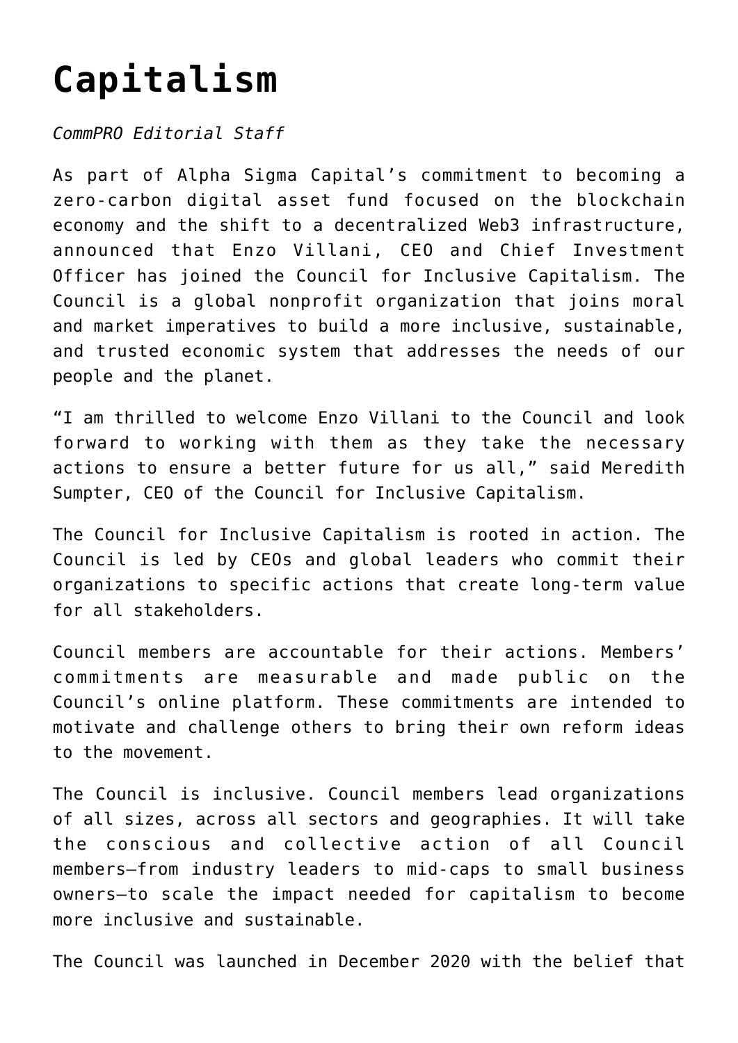# Capitalism

*CommPRO Editorial Staff*

As part of Alpha Sigma Capital's commitment to becoming a zero-carbon digital asset fund focused on the blockchain economy and the shift to a decentralized Web3 infrastructure, announced that Enzo Villani, CEO and Chief Investment Officer has joined the Council for Inclusive Capitalism. The Council is a global nonprofit organization that joins moral and market imperatives to build a more inclusive, sustainable, and trusted economic system that addresses the needs of our people and the planet.

"I am thrilled to welcome Enzo Villani to the Council and look forward to working with them as they take the necessary actions to ensure a better future for us all," said Meredith Sumpter, CEO of the Council for Inclusive Capitalism.

The Council for Inclusive Capitalism is rooted in action. The Council is led by CEOs and global leaders who commit their organizations to specific actions that create long-term value for all stakeholders.

Council members are accountable for their actions. Members' commitments are measurable and made public on the Council's online platform. These commitments are intended to motivate and challenge others to bring their own reform ideas to the movement.

The Council is inclusive. Council members lead organizations of all sizes, across all sectors and geographies. It will take the conscious and collective action of all Council members—from industry leaders to mid-caps to small business owners—to scale the impact needed for capitalism to become more inclusive and sustainable.

The Council was launched in December 2020 with the belief that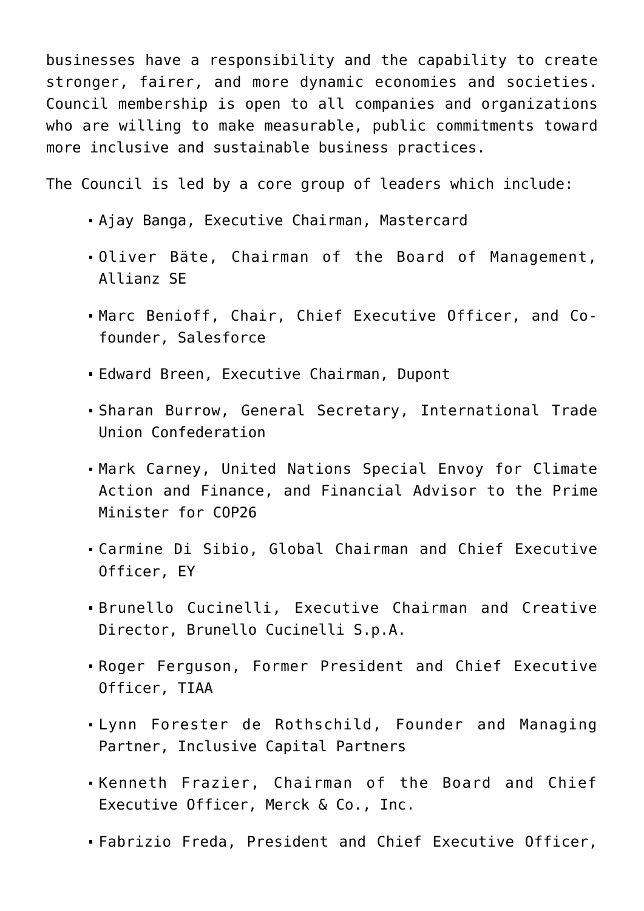businesses have a responsibility and the capability to create stronger, fairer, and more dynamic economies and societies. Council membership is open to all companies and organizations who are willing to make measurable, public commitments toward more inclusive and sustainable business practices.

The Council is led by a core group of leaders which include:

- Ajay Banga, Executive Chairman, Mastercard
- Oliver Bäte, Chairman of the Board of Management, Allianz SE
- Marc Benioff, Chair, Chief Executive Officer, and Co-founder, Salesforce
- Edward Breen, Executive Chairman, Dupont
- Sharan Burrow, General Secretary, International Trade Union Confederation
- Mark Carney, United Nations Special Envoy for Climate Action and Finance, and Financial Advisor to the Prime Minister for COP26
- Carmine Di Sibio, Global Chairman and Chief Executive Officer, EY
- Brunello Cucinelli, Executive Chairman and Creative Director, Brunello Cucinelli S.p.A.
- Roger Ferguson, Former President and Chief Executive Officer, TIAA
- Lynn Forester de Rothschild, Founder and Managing Partner, Inclusive Capital Partners
- Kenneth Frazier, Chairman of the Board and Chief Executive Officer, Merck & Co., Inc.
- Fabrizio Freda, President and Chief Executive Officer,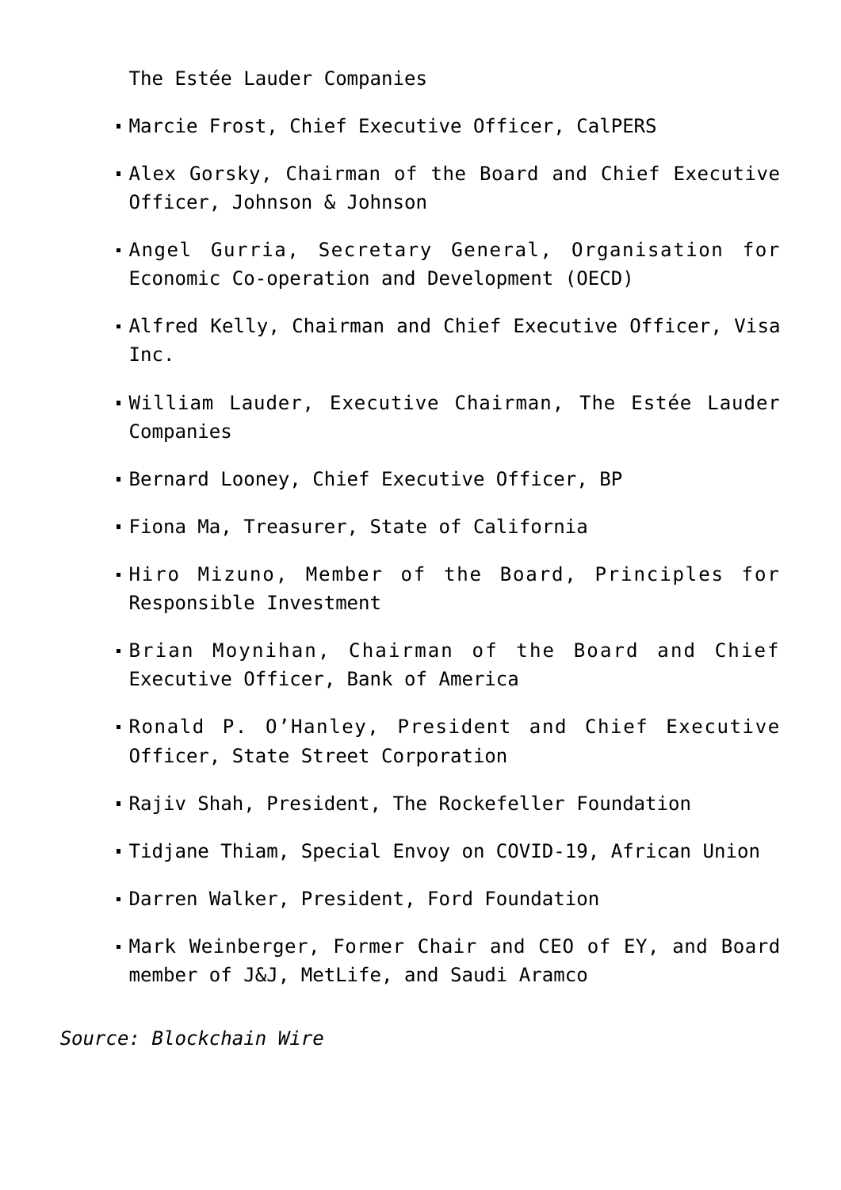The Estée Lauder Companies

- Marcie Frost, Chief Executive Officer, CalPERS
- Alex Gorsky, Chairman of the Board and Chief Executive Officer, Johnson & Johnson
- Angel Gurria, Secretary General, Organisation for Economic Co-operation and Development (OECD)
- Alfred Kelly, Chairman and Chief Executive Officer, Visa Inc.
- William Lauder, Executive Chairman, The Estée Lauder Companies
- Bernard Looney, Chief Executive Officer, BP
- Fiona Ma, Treasurer, State of California
- Hiro Mizuno, Member of the Board, Principles for Responsible Investment
- Brian Moynihan, Chairman of the Board and Chief Executive Officer, Bank of America
- Ronald P. O'Hanley, President and Chief Executive Officer, State Street Corporation
- Rajiv Shah, President, The Rockefeller Foundation
- Tidjane Thiam, Special Envoy on COVID-19, African Union
- Darren Walker, President, Ford Foundation
- Mark Weinberger, Former Chair and CEO of EY, and Board member of J&J, MetLife, and Saudi Aramco

*Source: Blockchain Wire*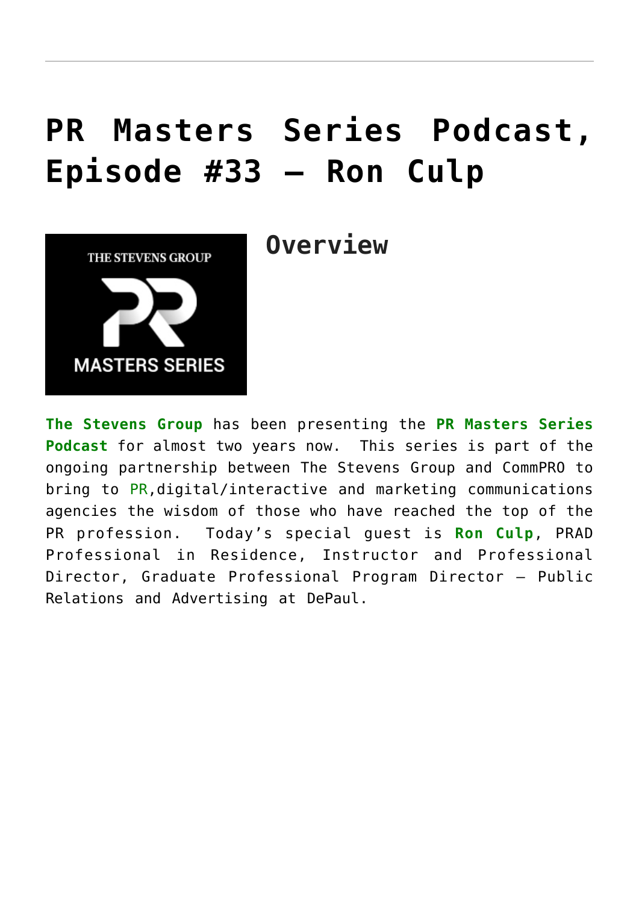# PR Masters Series Podcast, Episode #33 – Ron Culp

## Overview

**The Stevens Group** has been presenting the **PR Masters Series Podcast** for almost two years now. This series is part of the ongoing partnership between The Stevens Group and CommPRO to bring to PR,digital/interactive and marketing communications agencies the wisdom of those who have reached the top of the PR profession. Today's special guest is **Ron Culp**, PRAD Professional in Residence, Instructor and Professional Director, Graduate Professional Program Director – Public Relations and Advertising at DePaul.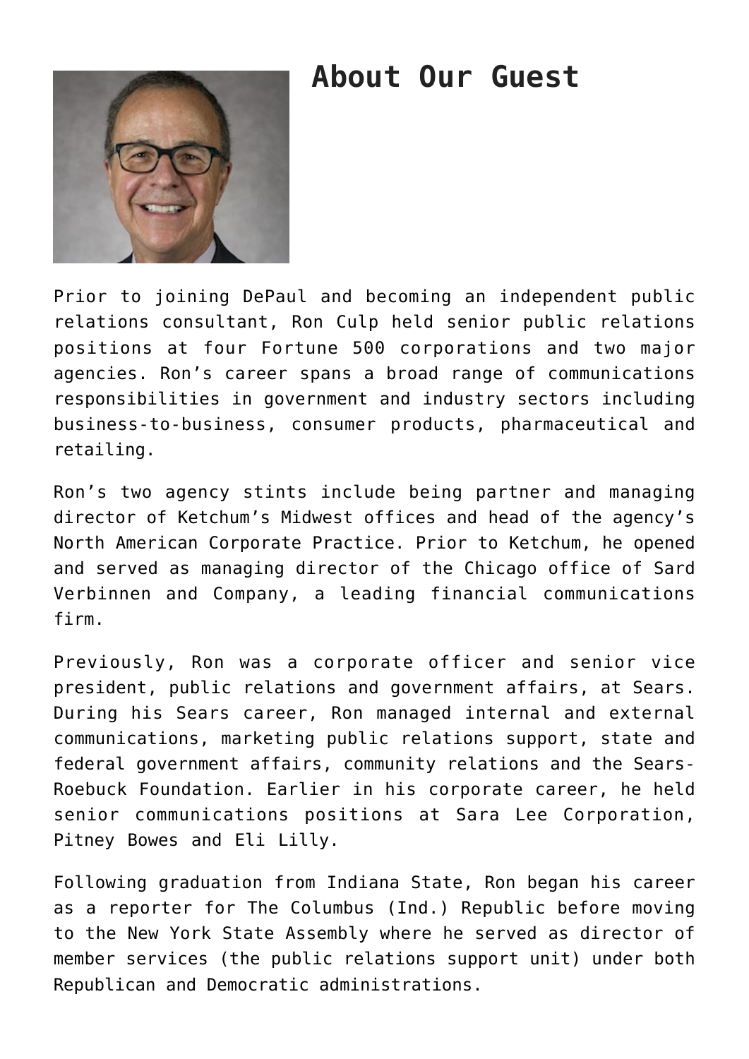## About Our Guest

Prior to joining DePaul and becoming an independent public relations consultant, Ron Culp held senior public relations positions at four Fortune 500 corporations and two major agencies. Ron's career spans a broad range of communications responsibilities in government and industry sectors including business-to-business, consumer products, pharmaceutical and retailing.

Ron's two agency stints include being partner and managing director of Ketchum's Midwest offices and head of the agency's North American Corporate Practice. Prior to Ketchum, he opened and served as managing director of the Chicago office of Sard Verbinnen and Company, a leading financial communications firm.

Previously, Ron was a corporate officer and senior vice president, public relations and government affairs, at Sears. During his Sears career, Ron managed internal and external communications, marketing public relations support, state and federal government affairs, community relations and the Sears-Roebuck Foundation. Earlier in his corporate career, he held senior communications positions at Sara Lee Corporation, Pitney Bowes and Eli Lilly.

Following graduation from Indiana State, Ron began his career as a reporter for The Columbus (Ind.) Republic before moving to the New York State Assembly where he served as director of member services (the public relations support unit) under both Republican and Democratic administrations.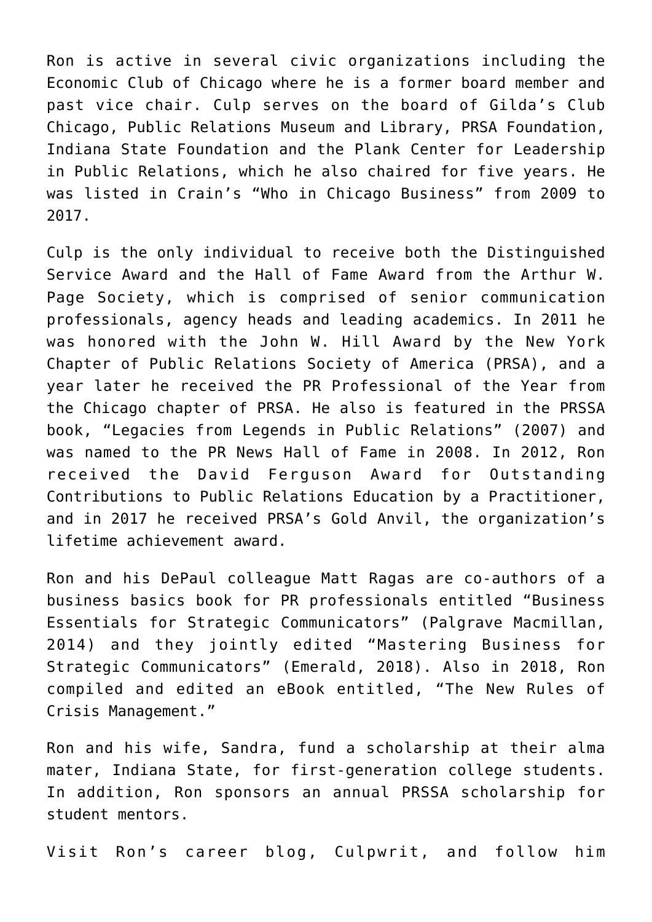Ron is active in several civic organizations including the Economic Club of Chicago where he is a former board member and past vice chair. Culp serves on the board of Gilda's Club Chicago, Public Relations Museum and Library, PRSA Foundation, Indiana State Foundation and the Plank Center for Leadership in Public Relations, which he also chaired for five years. He was listed in Crain's "Who in Chicago Business" from 2009 to 2017.

Culp is the only individual to receive both the Distinguished Service Award and the Hall of Fame Award from the Arthur W. Page Society, which is comprised of senior communication professionals, agency heads and leading academics. In 2011 he was honored with the John W. Hill Award by the New York Chapter of Public Relations Society of America (PRSA), and a year later he received the PR Professional of the Year from the Chicago chapter of PRSA. He also is featured in the PRSSA book, "Legacies from Legends in Public Relations" (2007) and was named to the PR News Hall of Fame in 2008. In 2012, Ron received the David Ferguson Award for Outstanding Contributions to Public Relations Education by a Practitioner, and in 2017 he received PRSA's Gold Anvil, the organization's lifetime achievement award.

Ron and his DePaul colleague Matt Ragas are co-authors of a business basics book for PR professionals entitled "Business Essentials for Strategic Communicators" (Palgrave Macmillan, 2014) and they jointly edited "Mastering Business for Strategic Communicators" (Emerald, 2018). Also in 2018, Ron compiled and edited an eBook entitled, "The New Rules of Crisis Management."

Ron and his wife, Sandra, fund a scholarship at their alma mater, Indiana State, for first-generation college students. In addition, Ron sponsors an annual PRSSA scholarship for student mentors.

Visit Ron's career blog, Culpwrit, and follow him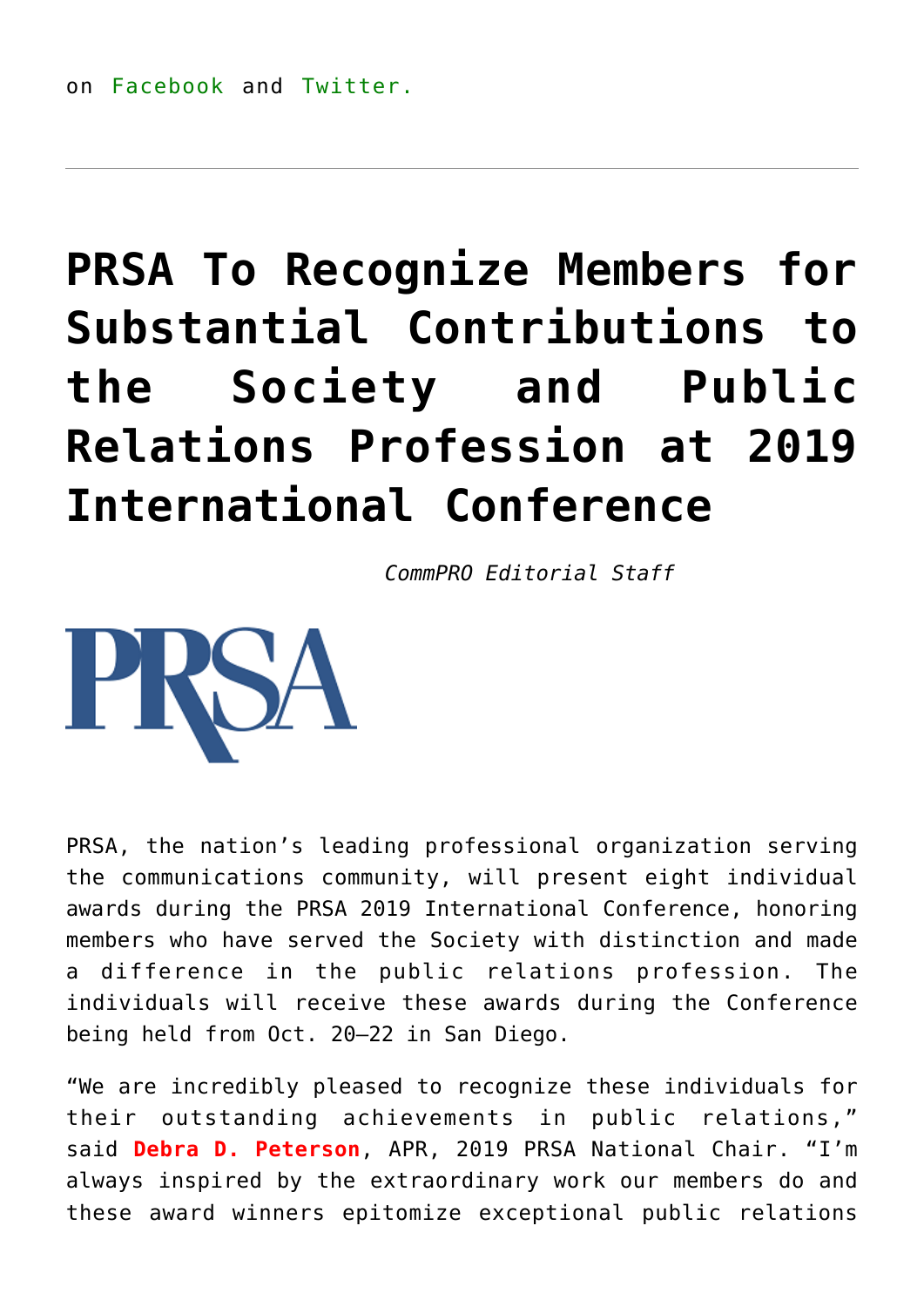on Facebook and Twitter.

---

# PRSA To Recognize Members for Substantial Contributions to the Society and Public Relations Profession at 2019 International Conference

*CommPRO Editorial Staff*

PRSA, the nation's leading professional organization serving the communications community, will present eight individual awards during the PRSA 2019 International Conference, honoring members who have served the Society with distinction and made a difference in the public relations profession. The individuals will receive these awards during the Conference being held from Oct. 20–22 in San Diego.

"We are incredibly pleased to recognize these individuals for their outstanding achievements in public relations," said **Debra D. Peterson**, APR, 2019 PRSA National Chair. "I'm always inspired by the extraordinary work our members do and these award winners epitomize exceptional public relations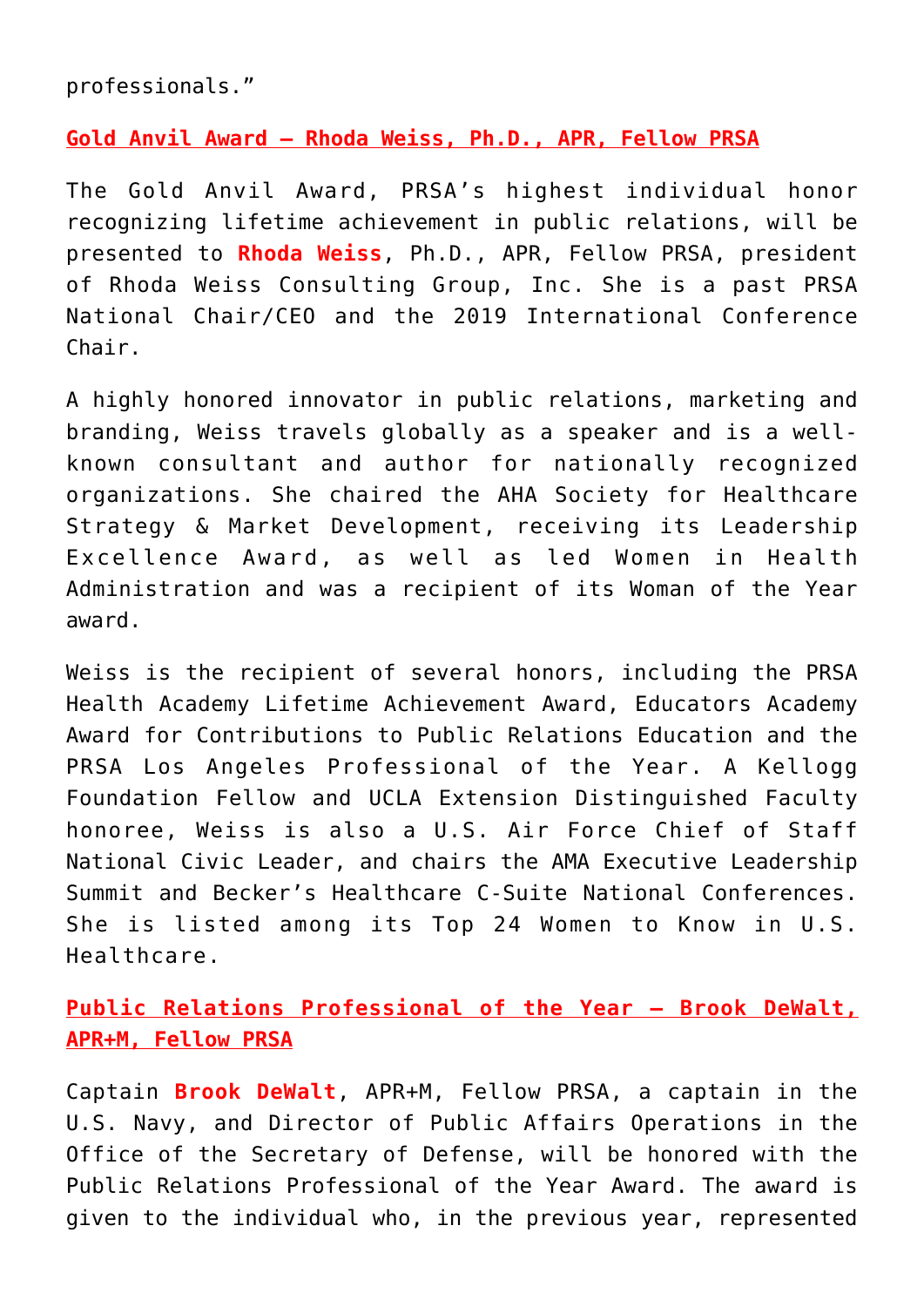professionals."

**Gold Anvil Award — Rhoda Weiss, Ph.D., APR, Fellow PRSA**

The Gold Anvil Award, PRSA's highest individual honor recognizing lifetime achievement in public relations, will be presented to **Rhoda Weiss**, Ph.D., APR, Fellow PRSA, president of Rhoda Weiss Consulting Group, Inc. She is a past PRSA National Chair/CEO and the 2019 International Conference Chair.

A highly honored innovator in public relations, marketing and branding, Weiss travels globally as a speaker and is a well-known consultant and author for nationally recognized organizations. She chaired the AHA Society for Healthcare Strategy & Market Development, receiving its Leadership Excellence Award, as well as led Women in Health Administration and was a recipient of its Woman of the Year award.

Weiss is the recipient of several honors, including the PRSA Health Academy Lifetime Achievement Award, Educators Academy Award for Contributions to Public Relations Education and the PRSA Los Angeles Professional of the Year. A Kellogg Foundation Fellow and UCLA Extension Distinguished Faculty honoree, Weiss is also a U.S. Air Force Chief of Staff National Civic Leader, and chairs the AMA Executive Leadership Summit and Becker's Healthcare C-Suite National Conferences. She is listed among its Top 24 Women to Know in U.S. Healthcare.

**Public Relations Professional of the Year — Brook DeWalt, APR+M, Fellow PRSA**

Captain **Brook DeWalt**, APR+M, Fellow PRSA, a captain in the U.S. Navy, and Director of Public Affairs Operations in the Office of the Secretary of Defense, will be honored with the Public Relations Professional of the Year Award. The award is given to the individual who, in the previous year, represented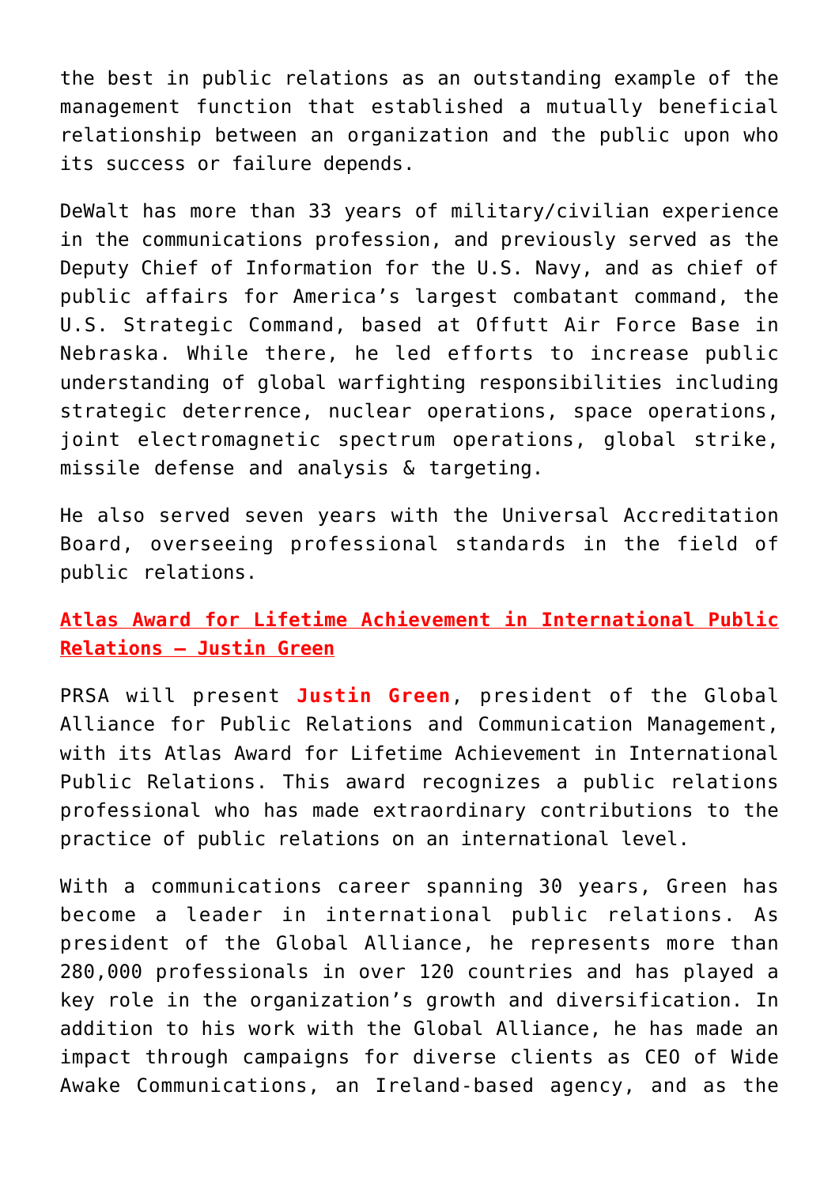the best in public relations as an outstanding example of the management function that established a mutually beneficial relationship between an organization and the public upon who its success or failure depends.

DeWalt has more than 33 years of military/civilian experience in the communications profession, and previously served as the Deputy Chief of Information for the U.S. Navy, and as chief of public affairs for America's largest combatant command, the U.S. Strategic Command, based at Offutt Air Force Base in Nebraska. While there, he led efforts to increase public understanding of global warfighting responsibilities including strategic deterrence, nuclear operations, space operations, joint electromagnetic spectrum operations, global strike, missile defense and analysis & targeting.

He also served seven years with the Universal Accreditation Board, overseeing professional standards in the field of public relations.

**Atlas Award for Lifetime Achievement in International Public Relations — Justin Green**

PRSA will present **Justin Green**, president of the Global Alliance for Public Relations and Communication Management, with its Atlas Award for Lifetime Achievement in International Public Relations. This award recognizes a public relations professional who has made extraordinary contributions to the practice of public relations on an international level.

With a communications career spanning 30 years, Green has become a leader in international public relations. As president of the Global Alliance, he represents more than 280,000 professionals in over 120 countries and has played a key role in the organization's growth and diversification. In addition to his work with the Global Alliance, he has made an impact through campaigns for diverse clients as CEO of Wide Awake Communications, an Ireland-based agency, and as the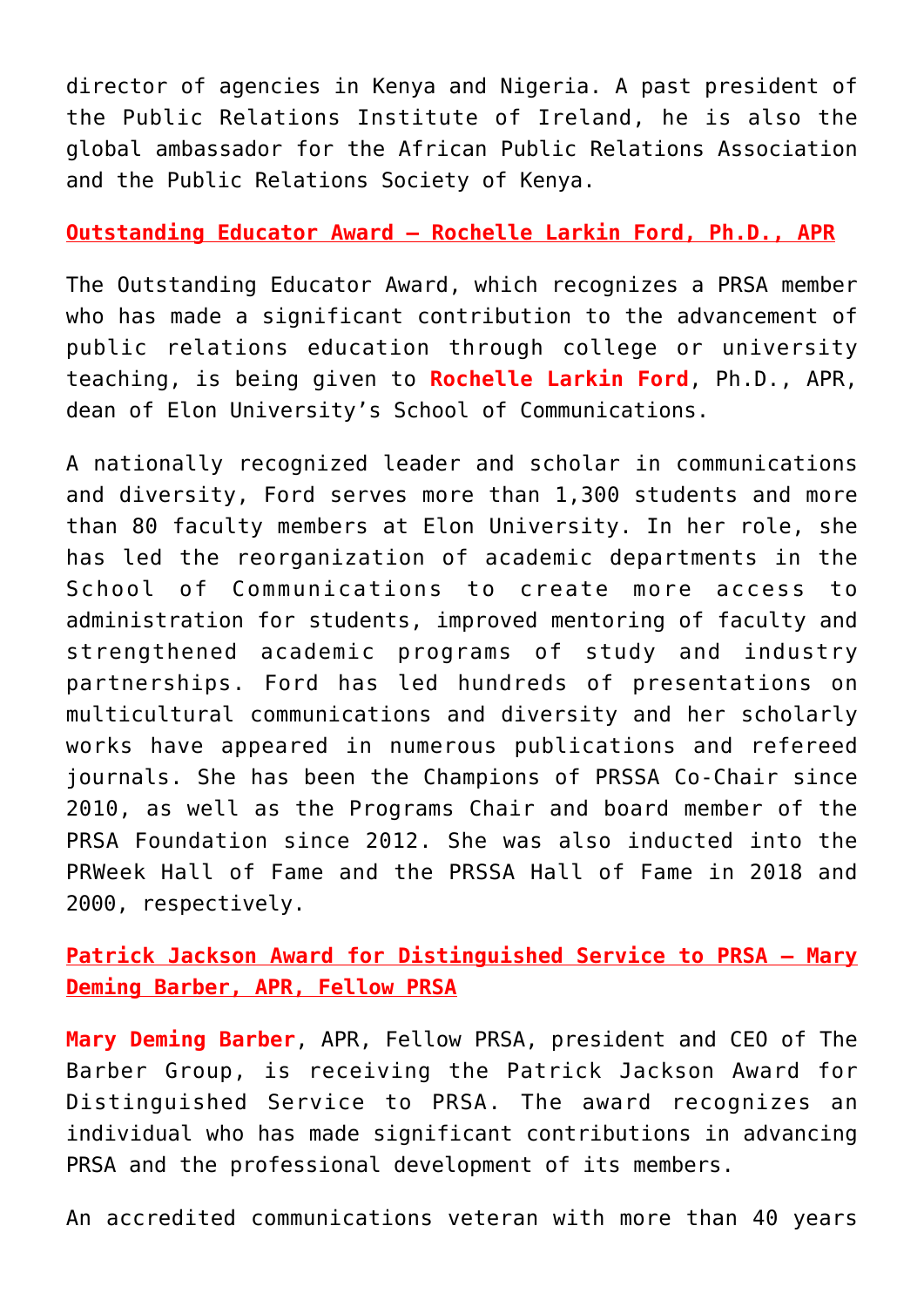director of agencies in Kenya and Nigeria. A past president of the Public Relations Institute of Ireland, he is also the global ambassador for the African Public Relations Association and the Public Relations Society of Kenya.

### Outstanding Educator Award — Rochelle Larkin Ford, Ph.D., APR

The Outstanding Educator Award, which recognizes a PRSA member who has made a significant contribution to the advancement of public relations education through college or university teaching, is being given to **Rochelle Larkin Ford**, Ph.D., APR, dean of Elon University's School of Communications.

A nationally recognized leader and scholar in communications and diversity, Ford serves more than 1,300 students and more than 80 faculty members at Elon University. In her role, she has led the reorganization of academic departments in the School of Communications to create more access to administration for students, improved mentoring of faculty and strengthened academic programs of study and industry partnerships. Ford has led hundreds of presentations on multicultural communications and diversity and her scholarly works have appeared in numerous publications and refereed journals. She has been the Champions of PRSSA Co-Chair since 2010, as well as the Programs Chair and board member of the PRSA Foundation since 2012. She was also inducted into the PRWeek Hall of Fame and the PRSSA Hall of Fame in 2018 and 2000, respectively.

### Patrick Jackson Award for Distinguished Service to PRSA — Mary Deming Barber, APR, Fellow PRSA

**Mary Deming Barber**, APR, Fellow PRSA, president and CEO of The Barber Group, is receiving the Patrick Jackson Award for Distinguished Service to PRSA. The award recognizes an individual who has made significant contributions in advancing PRSA and the professional development of its members.

An accredited communications veteran with more than 40 years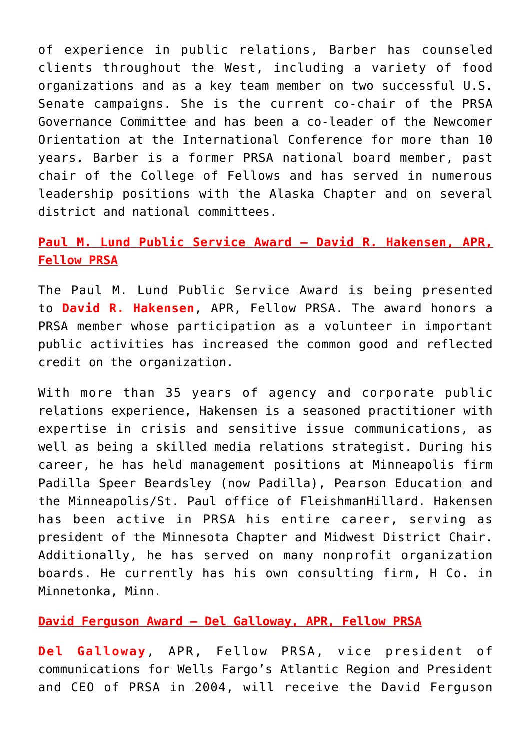of experience in public relations, Barber has counseled clients throughout the West, including a variety of food organizations and as a key team member on two successful U.S. Senate campaigns. She is the current co-chair of the PRSA Governance Committee and has been a co-leader of the Newcomer Orientation at the International Conference for more than 10 years. Barber is a former PRSA national board member, past chair of the College of Fellows and has served in numerous leadership positions with the Alaska Chapter and on several district and national committees.

### Paul M. Lund Public Service Award – David R. Hakensen, APR, Fellow PRSA

The Paul M. Lund Public Service Award is being presented to **David R. Hakensen**, APR, Fellow PRSA. The award honors a PRSA member whose participation as a volunteer in important public activities has increased the common good and reflected credit on the organization.

With more than 35 years of agency and corporate public relations experience, Hakensen is a seasoned practitioner with expertise in crisis and sensitive issue communications, as well as being a skilled media relations strategist. During his career, he has held management positions at Minneapolis firm Padilla Speer Beardsley (now Padilla), Pearson Education and the Minneapolis/St. Paul office of FleishmanHillard. Hakensen has been active in PRSA his entire career, serving as president of the Minnesota Chapter and Midwest District Chair. Additionally, he has served on many nonprofit organization boards. He currently has his own consulting firm, H Co. in Minnetonka, Minn.

### David Ferguson Award – Del Galloway, APR, Fellow PRSA

**Del Galloway**, APR, Fellow PRSA, vice president of communications for Wells Fargo's Atlantic Region and President and CEO of PRSA in 2004, will receive the David Ferguson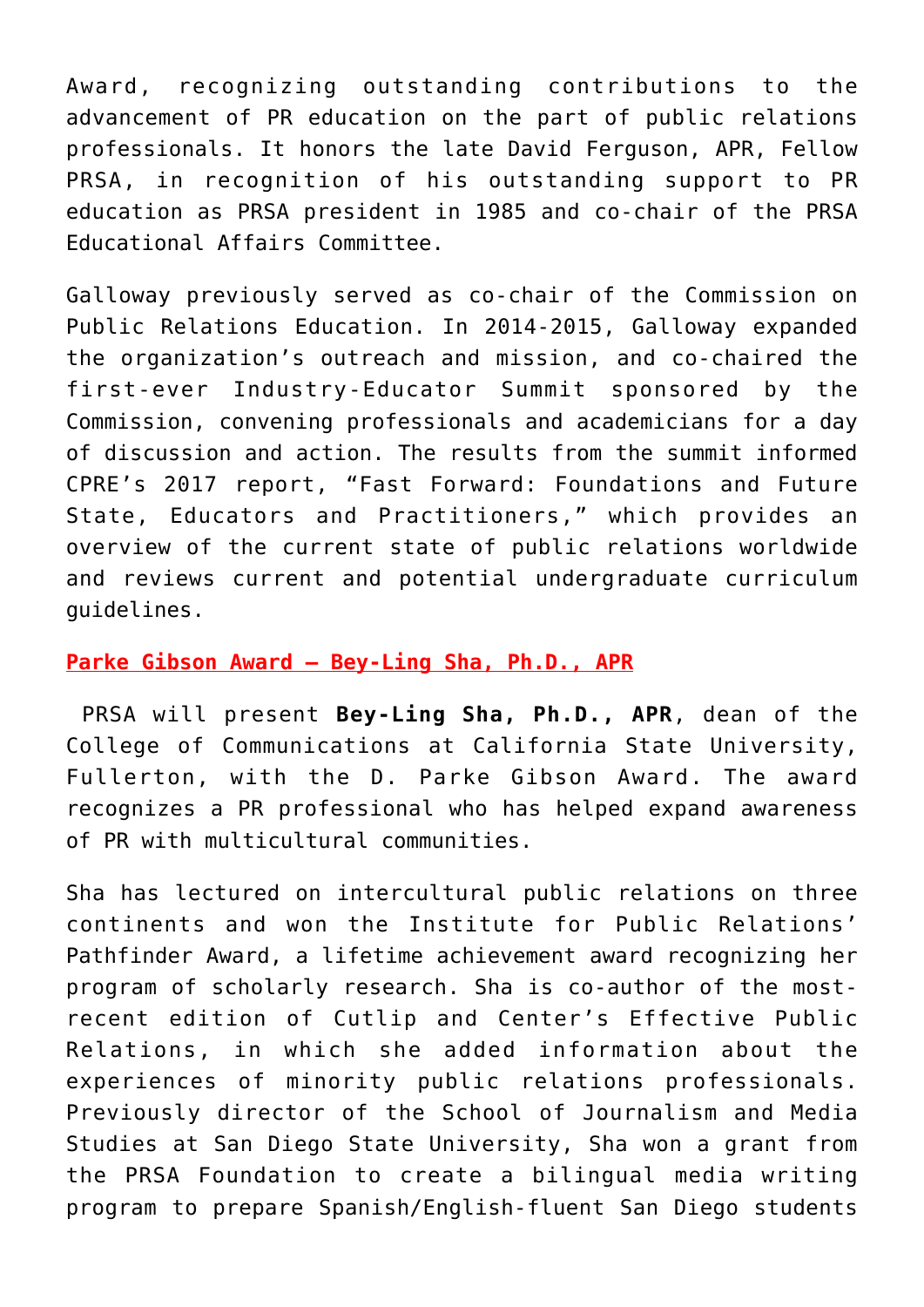Award, recognizing outstanding contributions to the advancement of PR education on the part of public relations professionals. It honors the late David Ferguson, APR, Fellow PRSA, in recognition of his outstanding support to PR education as PRSA president in 1985 and co-chair of the PRSA Educational Affairs Committee.

Galloway previously served as co-chair of the Commission on Public Relations Education. In 2014-2015, Galloway expanded the organization's outreach and mission, and co-chaired the first-ever Industry-Educator Summit sponsored by the Commission, convening professionals and academicians for a day of discussion and action. The results from the summit informed CPRE's 2017 report, "Fast Forward: Foundations and Future State, Educators and Practitioners," which provides an overview of the current state of public relations worldwide and reviews current and potential undergraduate curriculum guidelines.

**Parke Gibson Award – Bey-Ling Sha, Ph.D., APR**

PRSA will present **Bey-Ling Sha, Ph.D., APR**, dean of the College of Communications at California State University, Fullerton, with the D. Parke Gibson Award. The award recognizes a PR professional who has helped expand awareness of PR with multicultural communities.

Sha has lectured on intercultural public relations on three continents and won the Institute for Public Relations' Pathfinder Award, a lifetime achievement award recognizing her program of scholarly research. Sha is co-author of the most-recent edition of Cutlip and Center's Effective Public Relations, in which she added information about the experiences of minority public relations professionals. Previously director of the School of Journalism and Media Studies at San Diego State University, Sha won a grant from the PRSA Foundation to create a bilingual media writing program to prepare Spanish/English-fluent San Diego students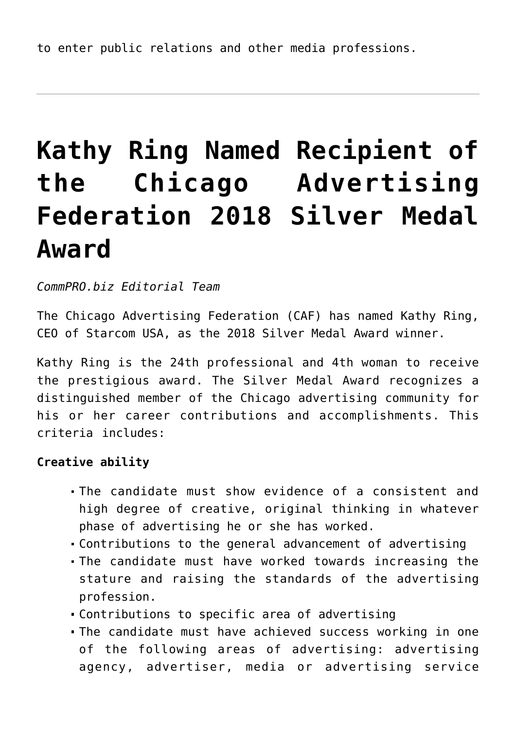to enter public relations and other media professions.

---

# Kathy Ring Named Recipient of the Chicago Advertising Federation 2018 Silver Medal Award

*CommPRO.biz Editorial Team*

The Chicago Advertising Federation (CAF) has named Kathy Ring, CEO of Starcom USA, as the 2018 Silver Medal Award winner.

Kathy Ring is the 24th professional and 4th woman to receive the prestigious award. The Silver Medal Award recognizes a distinguished member of the Chicago advertising community for his or her career contributions and accomplishments. This criteria includes:

**Creative ability**

- The candidate must show evidence of a consistent and high degree of creative, original thinking in whatever phase of advertising he or she has worked.
- Contributions to the general advancement of advertising
- The candidate must have worked towards increasing the stature and raising the standards of the advertising profession.
- Contributions to specific area of advertising
- The candidate must have achieved success working in one of the following areas of advertising: advertising agency, advertiser, media or advertising service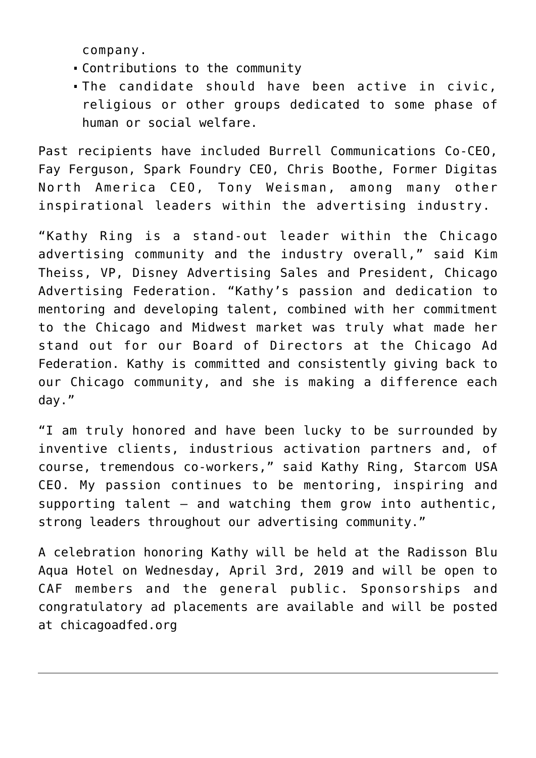company.

- Contributions to the community
- The candidate should have been active in civic, religious or other groups dedicated to some phase of human or social welfare.

Past recipients have included Burrell Communications Co-CEO, Fay Ferguson, Spark Foundry CEO, Chris Boothe, Former Digitas North America CEO, Tony Weisman, among many other inspirational leaders within the advertising industry.

"Kathy Ring is a stand-out leader within the Chicago advertising community and the industry overall," said Kim Theiss, VP, Disney Advertising Sales and President, Chicago Advertising Federation. "Kathy's passion and dedication to mentoring and developing talent, combined with her commitment to the Chicago and Midwest market was truly what made her stand out for our Board of Directors at the Chicago Ad Federation. Kathy is committed and consistently giving back to our Chicago community, and she is making a difference each day."

"I am truly honored and have been lucky to be surrounded by inventive clients, industrious activation partners and, of course, tremendous co-workers," said Kathy Ring, Starcom USA CEO. My passion continues to be mentoring, inspiring and supporting talent – and watching them grow into authentic, strong leaders throughout our advertising community."

A celebration honoring Kathy will be held at the Radisson Blu Aqua Hotel on Wednesday, April 3rd, 2019 and will be open to CAF members and the general public. Sponsorships and congratulatory ad placements are available and will be posted at chicagoadfed.org

---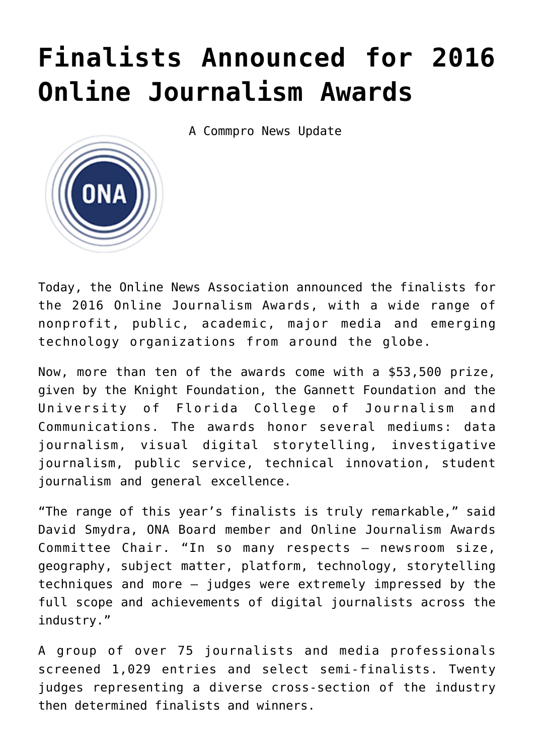# Finalists Announced for 2016 Online Journalism Awards

A Commpro News Update

Today, the Online News Association announced the finalists for the 2016 Online Journalism Awards, with a wide range of nonprofit, public, academic, major media and emerging technology organizations from around the globe.

Now, more than ten of the awards come with a $53,500 prize, given by the Knight Foundation, the Gannett Foundation and the University of Florida College of Journalism and Communications. The awards honor several mediums: data journalism, visual digital storytelling, investigative journalism, public service, technical innovation, student journalism and general excellence.

“The range of this year’s finalists is truly remarkable,” said David Smydra, ONA Board member and Online Journalism Awards Committee Chair. “In so many respects – newsroom size, geography, subject matter, platform, technology, storytelling techniques and more – judges were extremely impressed by the full scope and achievements of digital journalists across the industry.”

A group of over 75 journalists and media professionals screened 1,029 entries and select semi-finalists. Twenty judges representing a diverse cross-section of the industry then determined finalists and winners.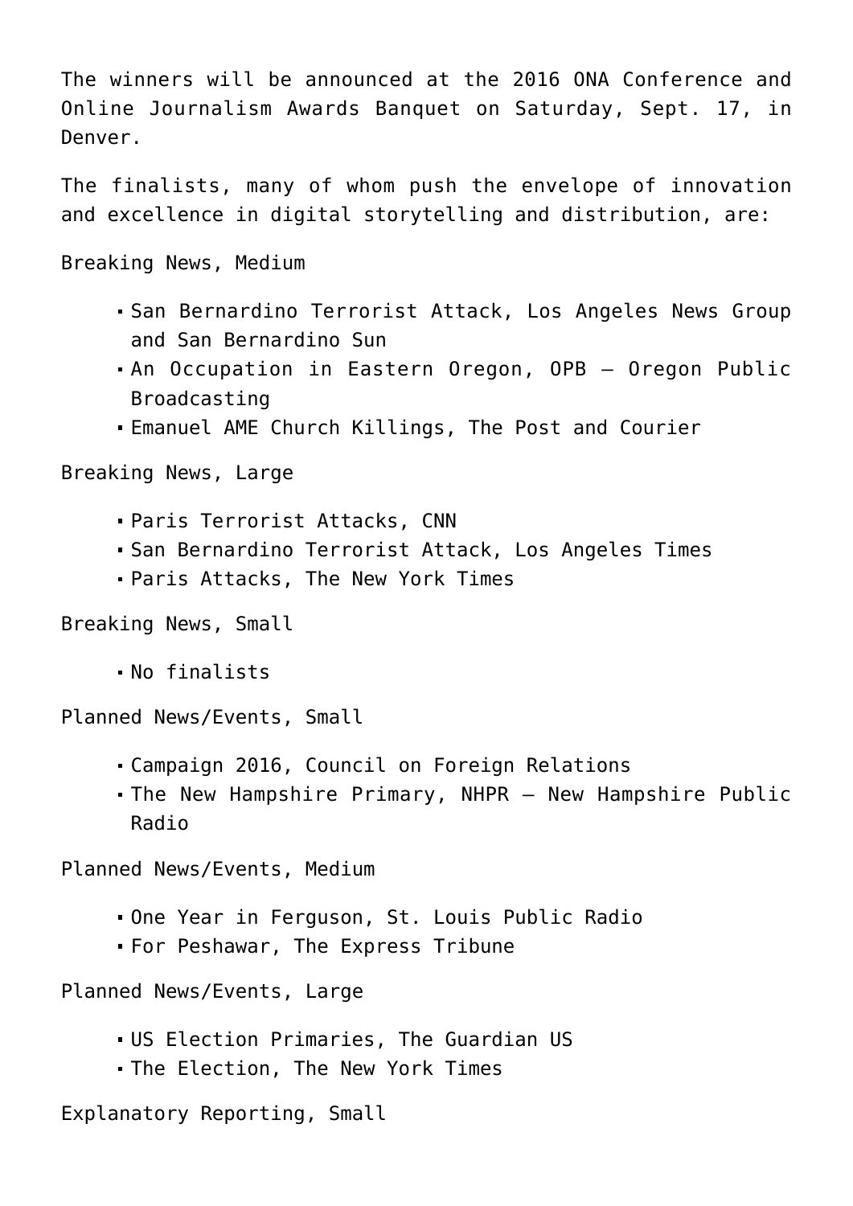The winners will be announced at the 2016 ONA Conference and Online Journalism Awards Banquet on Saturday, Sept. 17, in Denver.

The finalists, many of whom push the envelope of innovation and excellence in digital storytelling and distribution, are:

Breaking News, Medium

- San Bernardino Terrorist Attack, Los Angeles News Group and San Bernardino Sun
- An Occupation in Eastern Oregon, OPB – Oregon Public Broadcasting
- Emanuel AME Church Killings, The Post and Courier

Breaking News, Large

- Paris Terrorist Attacks, CNN
- San Bernardino Terrorist Attack, Los Angeles Times
- Paris Attacks, The New York Times

Breaking News, Small

- No finalists

Planned News/Events, Small

- Campaign 2016, Council on Foreign Relations
- The New Hampshire Primary, NHPR – New Hampshire Public Radio

Planned News/Events, Medium

- One Year in Ferguson, St. Louis Public Radio
- For Peshawar, The Express Tribune

Planned News/Events, Large

- US Election Primaries, The Guardian US
- The Election, The New York Times

Explanatory Reporting, Small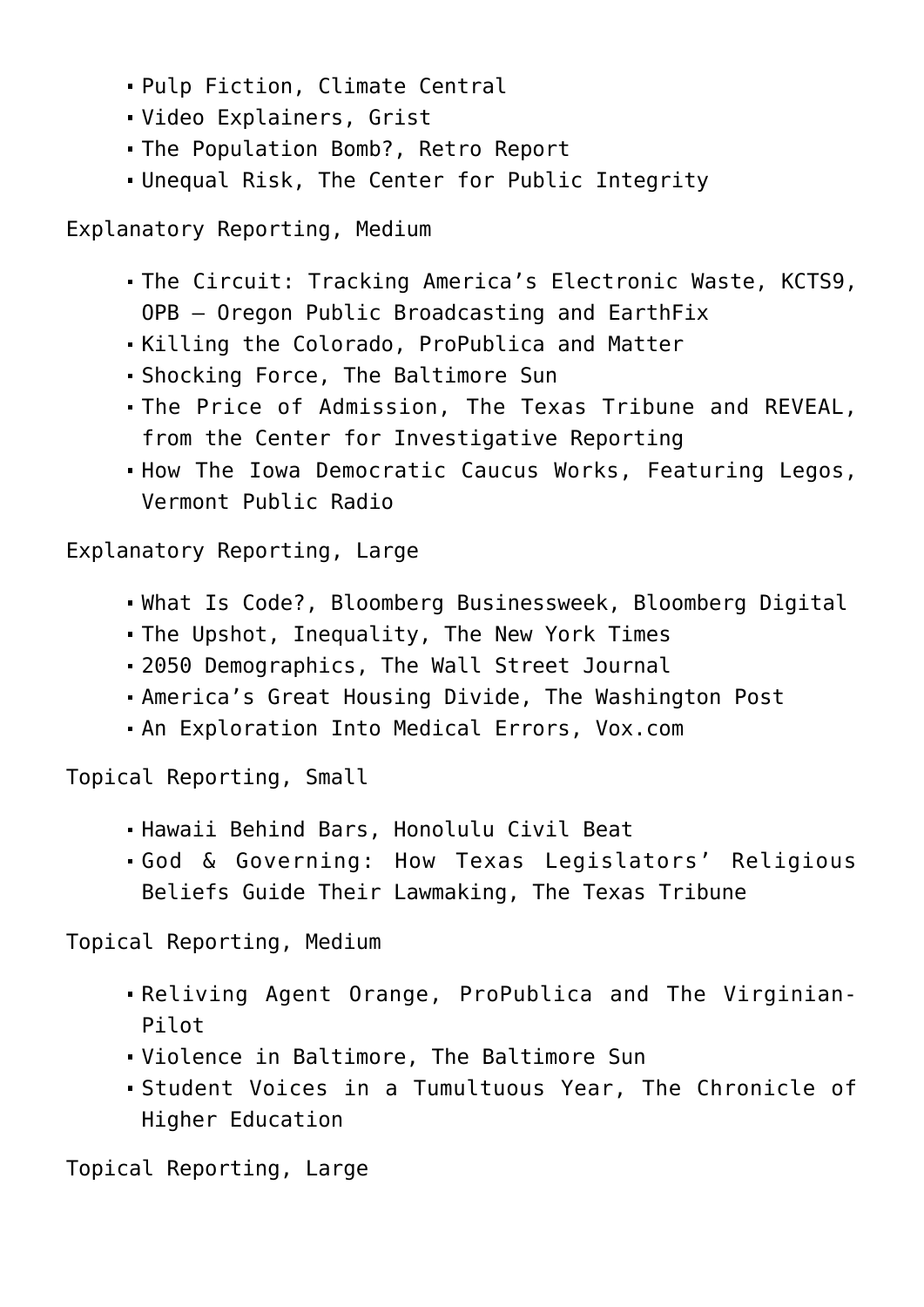- Pulp Fiction, Climate Central
- Video Explainers, Grist
- The Population Bomb?, Retro Report
- Unequal Risk, The Center for Public Integrity

Explanatory Reporting, Medium

- The Circuit: Tracking America's Electronic Waste, KCTS9, OPB – Oregon Public Broadcasting and EarthFix
- Killing the Colorado, ProPublica and Matter
- Shocking Force, The Baltimore Sun
- The Price of Admission, The Texas Tribune and REVEAL, from the Center for Investigative Reporting
- How The Iowa Democratic Caucus Works, Featuring Legos, Vermont Public Radio

Explanatory Reporting, Large

- What Is Code?, Bloomberg Businessweek, Bloomberg Digital
- The Upshot, Inequality, The New York Times
- 2050 Demographics, The Wall Street Journal
- America's Great Housing Divide, The Washington Post
- An Exploration Into Medical Errors, Vox.com

Topical Reporting, Small

- Hawaii Behind Bars, Honolulu Civil Beat
- God & Governing: How Texas Legislators' Religious Beliefs Guide Their Lawmaking, The Texas Tribune

Topical Reporting, Medium

- Reliving Agent Orange, ProPublica and The Virginian-Pilot
- Violence in Baltimore, The Baltimore Sun
- Student Voices in a Tumultuous Year, The Chronicle of Higher Education

Topical Reporting, Large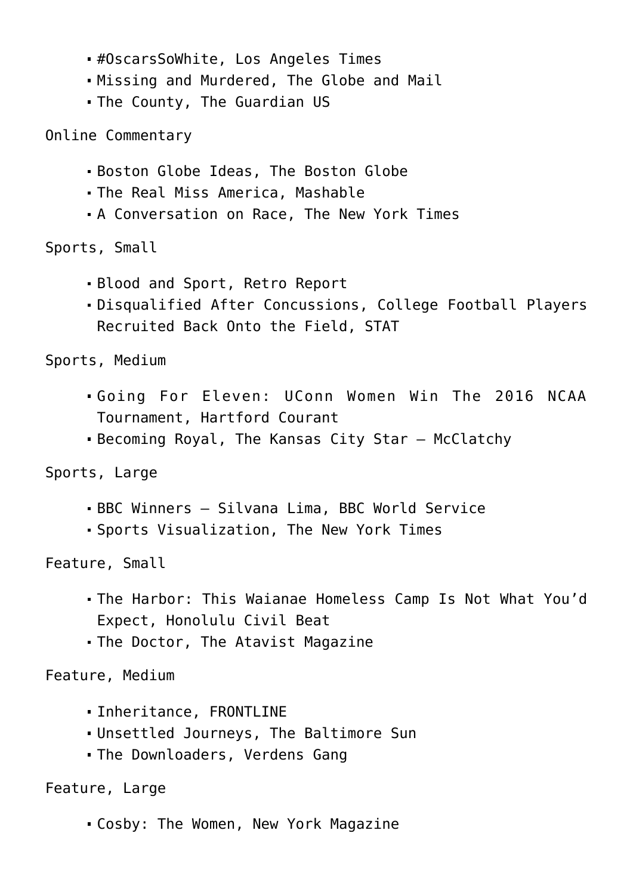- #OscarsSoWhite, Los Angeles Times
- Missing and Murdered, The Globe and Mail
- The County, The Guardian US

Online Commentary

- Boston Globe Ideas, The Boston Globe
- The Real Miss America, Mashable
- A Conversation on Race, The New York Times

Sports, Small

- Blood and Sport, Retro Report
- Disqualified After Concussions, College Football Players Recruited Back Onto the Field, STAT

Sports, Medium

- Going For Eleven: UConn Women Win The 2016 NCAA Tournament, Hartford Courant
- Becoming Royal, The Kansas City Star – McClatchy

Sports, Large

- BBC Winners – Silvana Lima, BBC World Service
- Sports Visualization, The New York Times

Feature, Small

- The Harbor: This Waianae Homeless Camp Is Not What You'd Expect, Honolulu Civil Beat
- The Doctor, The Atavist Magazine

Feature, Medium

- Inheritance, FRONTLINE
- Unsettled Journeys, The Baltimore Sun
- The Downloaders, Verdens Gang

Feature, Large

- Cosby: The Women, New York Magazine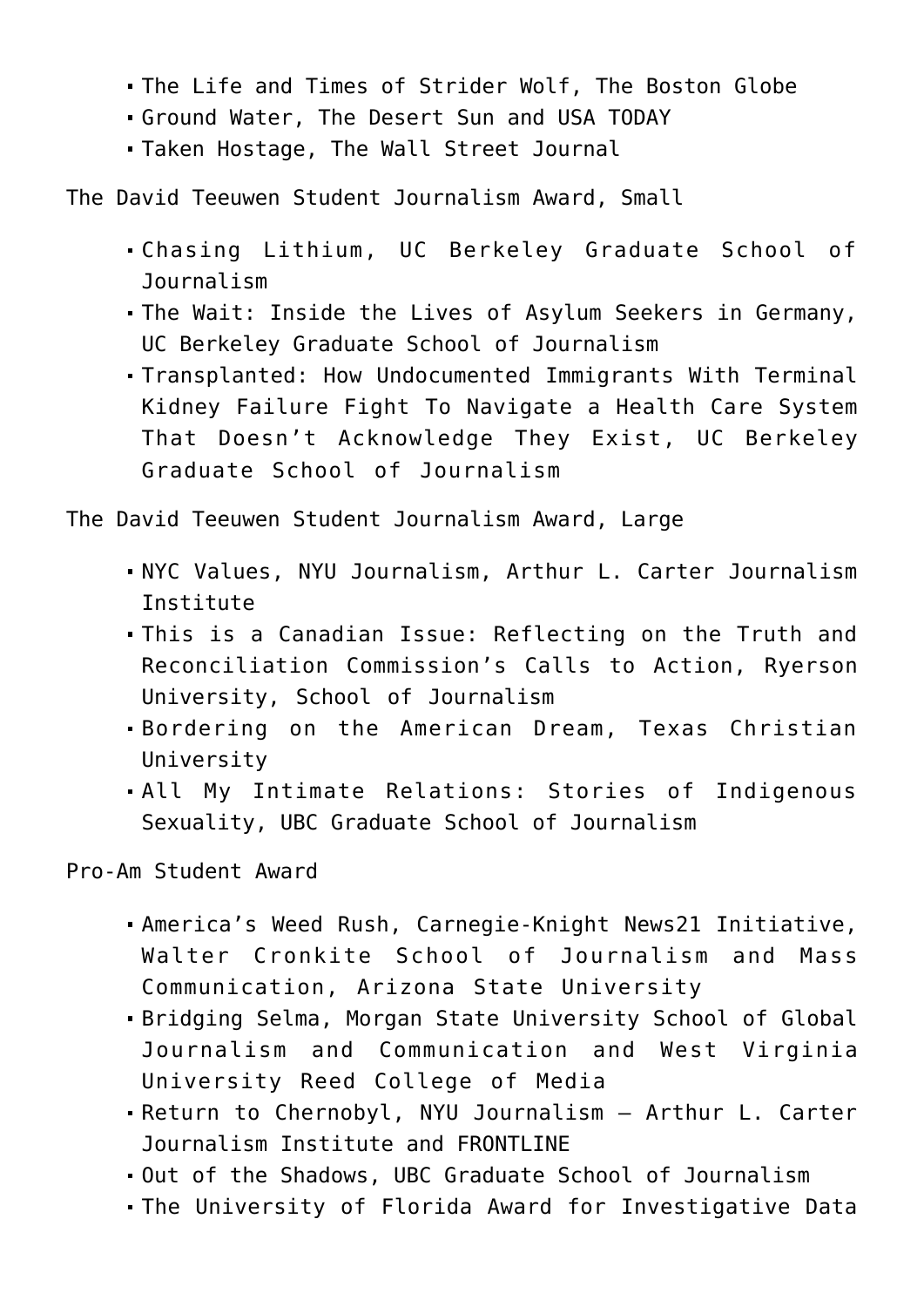- The Life and Times of Strider Wolf, The Boston Globe
- Ground Water, The Desert Sun and USA TODAY
- Taken Hostage, The Wall Street Journal

The David Teeuwen Student Journalism Award, Small

- Chasing Lithium, UC Berkeley Graduate School of Journalism
- The Wait: Inside the Lives of Asylum Seekers in Germany, UC Berkeley Graduate School of Journalism
- Transplanted: How Undocumented Immigrants With Terminal Kidney Failure Fight To Navigate a Health Care System That Doesn't Acknowledge They Exist, UC Berkeley Graduate School of Journalism

The David Teeuwen Student Journalism Award, Large

- NYC Values, NYU Journalism, Arthur L. Carter Journalism Institute
- This is a Canadian Issue: Reflecting on the Truth and Reconciliation Commission's Calls to Action, Ryerson University, School of Journalism
- Bordering on the American Dream, Texas Christian University
- All My Intimate Relations: Stories of Indigenous Sexuality, UBC Graduate School of Journalism

Pro-Am Student Award

- America's Weed Rush, Carnegie-Knight News21 Initiative, Walter Cronkite School of Journalism and Mass Communication, Arizona State University
- Bridging Selma, Morgan State University School of Global Journalism and Communication and West Virginia University Reed College of Media
- Return to Chernobyl, NYU Journalism – Arthur L. Carter Journalism Institute and FRONTLINE
- Out of the Shadows, UBC Graduate School of Journalism
- The University of Florida Award for Investigative Data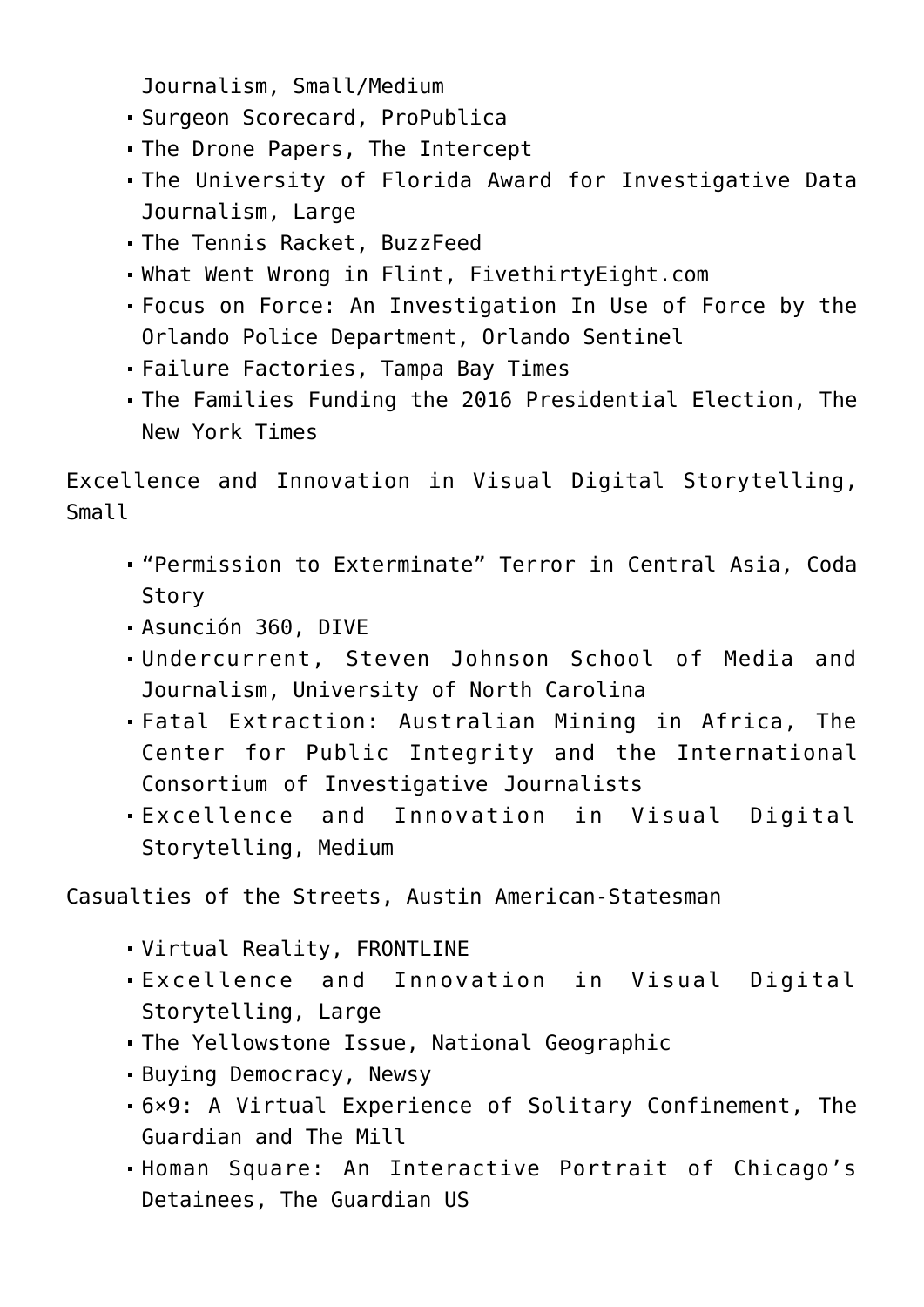Journalism, Small/Medium

- Surgeon Scorecard, ProPublica
- The Drone Papers, The Intercept
- The University of Florida Award for Investigative Data Journalism, Large
- The Tennis Racket, BuzzFeed
- What Went Wrong in Flint, FivethirtyEight.com
- Focus on Force: An Investigation In Use of Force by the Orlando Police Department, Orlando Sentinel
- Failure Factories, Tampa Bay Times
- The Families Funding the 2016 Presidential Election, The New York Times

Excellence and Innovation in Visual Digital Storytelling, Small

- “Permission to Exterminate” Terror in Central Asia, Coda Story
- Asunción 360, DIVE
- Undercurrent, Steven Johnson School of Media and Journalism, University of North Carolina
- Fatal Extraction: Australian Mining in Africa, The Center for Public Integrity and the International Consortium of Investigative Journalists
- Excellence and Innovation in Visual Digital Storytelling, Medium

Casualties of the Streets, Austin American-Statesman

- Virtual Reality, FRONTLINE
- Excellence and Innovation in Visual Digital Storytelling, Large
- The Yellowstone Issue, National Geographic
- Buying Democracy, Newsy
- 6×9: A Virtual Experience of Solitary Confinement, The Guardian and The Mill
- Homan Square: An Interactive Portrait of Chicago’s Detainees, The Guardian US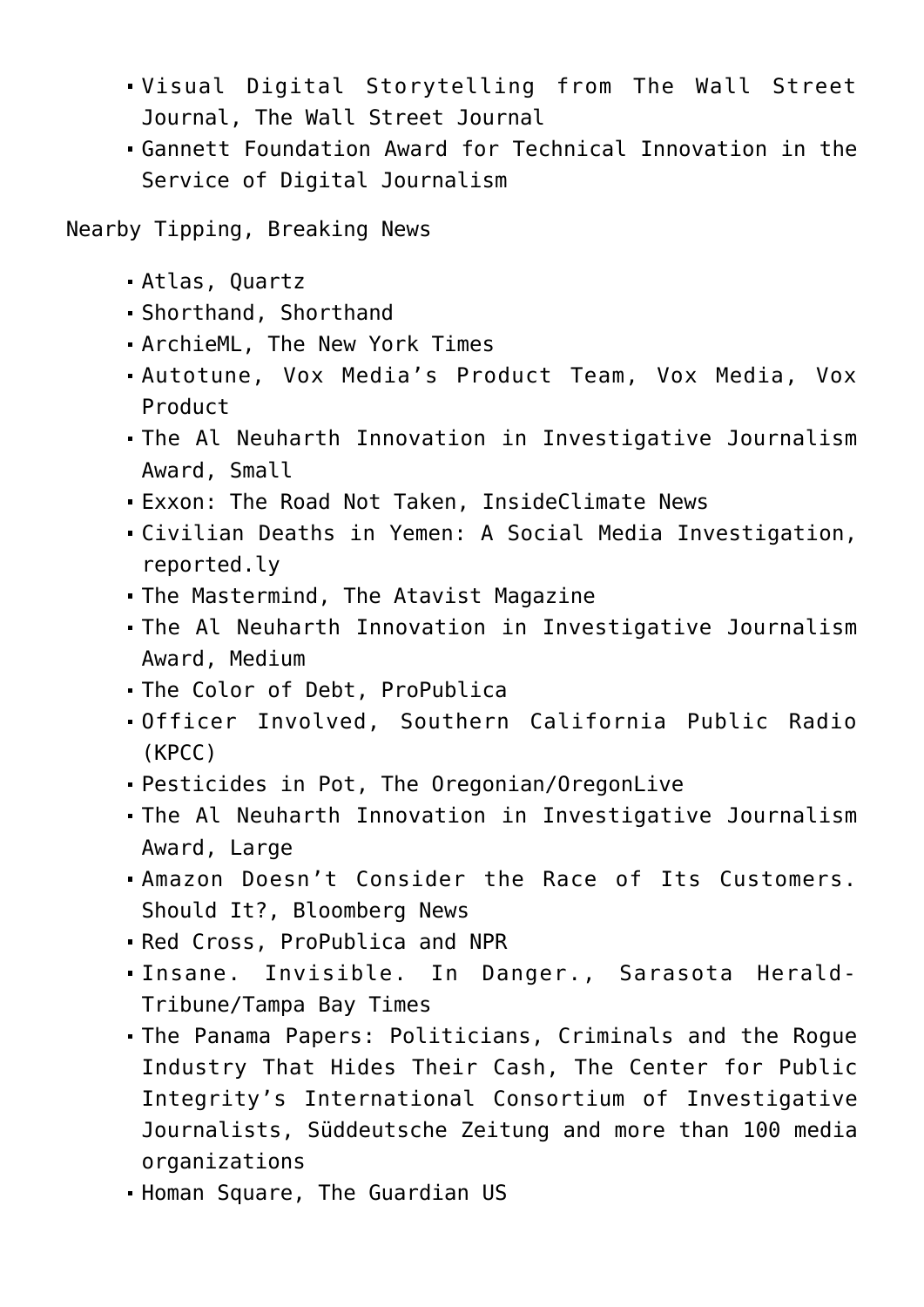- Visual Digital Storytelling from The Wall Street Journal, The Wall Street Journal
- Gannett Foundation Award for Technical Innovation in the Service of Digital Journalism

Nearby Tipping, Breaking News

- Atlas, Quartz
- Shorthand, Shorthand
- ArchieML, The New York Times
- Autotune, Vox Media's Product Team, Vox Media, Vox Product
- The Al Neuharth Innovation in Investigative Journalism Award, Small
- Exxon: The Road Not Taken, InsideClimate News
- Civilian Deaths in Yemen: A Social Media Investigation, reported.ly
- The Mastermind, The Atavist Magazine
- The Al Neuharth Innovation in Investigative Journalism Award, Medium
- The Color of Debt, ProPublica
- Officer Involved, Southern California Public Radio (KPCC)
- Pesticides in Pot, The Oregonian/OregonLive
- The Al Neuharth Innovation in Investigative Journalism Award, Large
- Amazon Doesn't Consider the Race of Its Customers. Should It?, Bloomberg News
- Red Cross, ProPublica and NPR
- Insane. Invisible. In Danger., Sarasota Herald-Tribune/Tampa Bay Times
- The Panama Papers: Politicians, Criminals and the Rogue Industry That Hides Their Cash, The Center for Public Integrity's International Consortium of Investigative Journalists, Süddeutsche Zeitung and more than 100 media organizations
- Homan Square, The Guardian US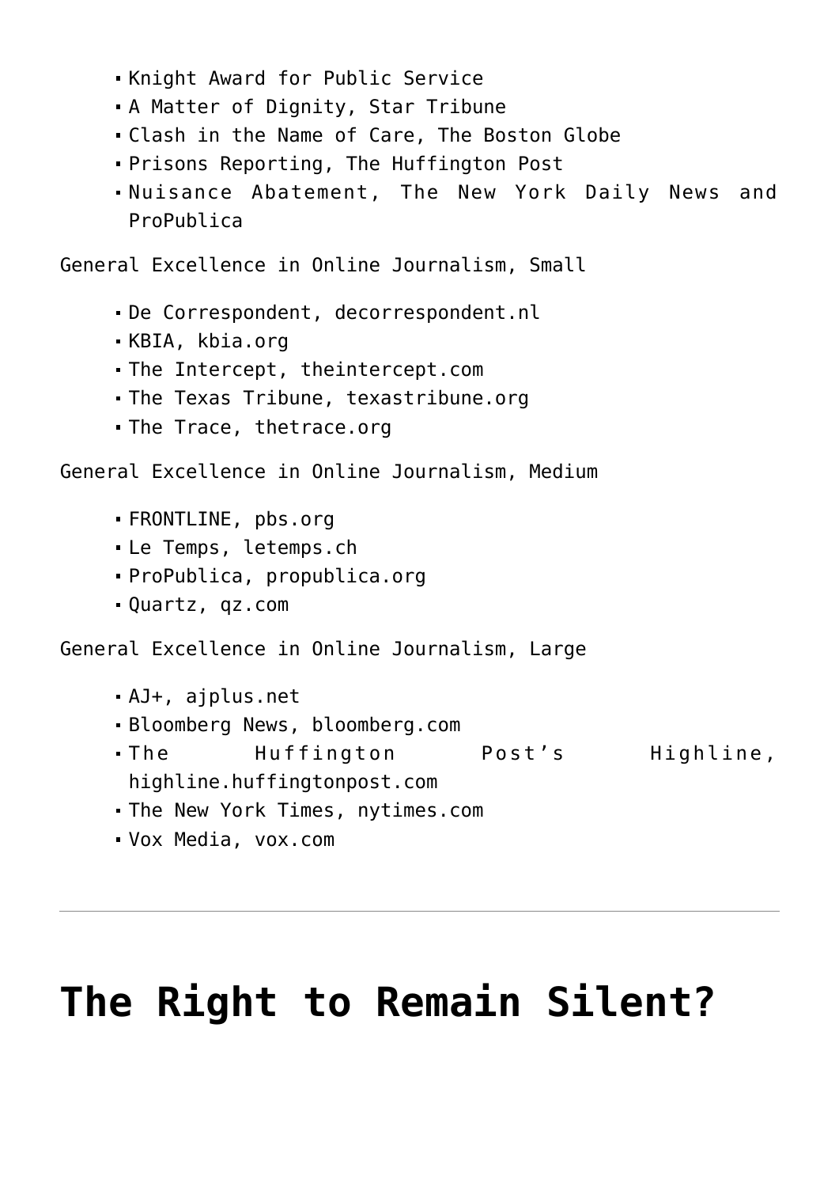- Knight Award for Public Service
- A Matter of Dignity, Star Tribune
- Clash in the Name of Care, The Boston Globe
- Prisons Reporting, The Huffington Post
- Nuisance Abatement, The New York Daily News and ProPublica

General Excellence in Online Journalism, Small

- De Correspondent, decorrespondent.nl
- KBIA, kbia.org
- The Intercept, theintercept.com
- The Texas Tribune, texastribune.org
- The Trace, thetrace.org

General Excellence in Online Journalism, Medium

- FRONTLINE, pbs.org
- Le Temps, letemps.ch
- ProPublica, propublica.org
- Quartz, qz.com

General Excellence in Online Journalism, Large

- AJ+, ajplus.net
- Bloomberg News, bloomberg.com
- The Huffington Post's Highline, highline.huffingtonpost.com
- The New York Times, nytimes.com
- Vox Media, vox.com

---

# The Right to Remain Silent?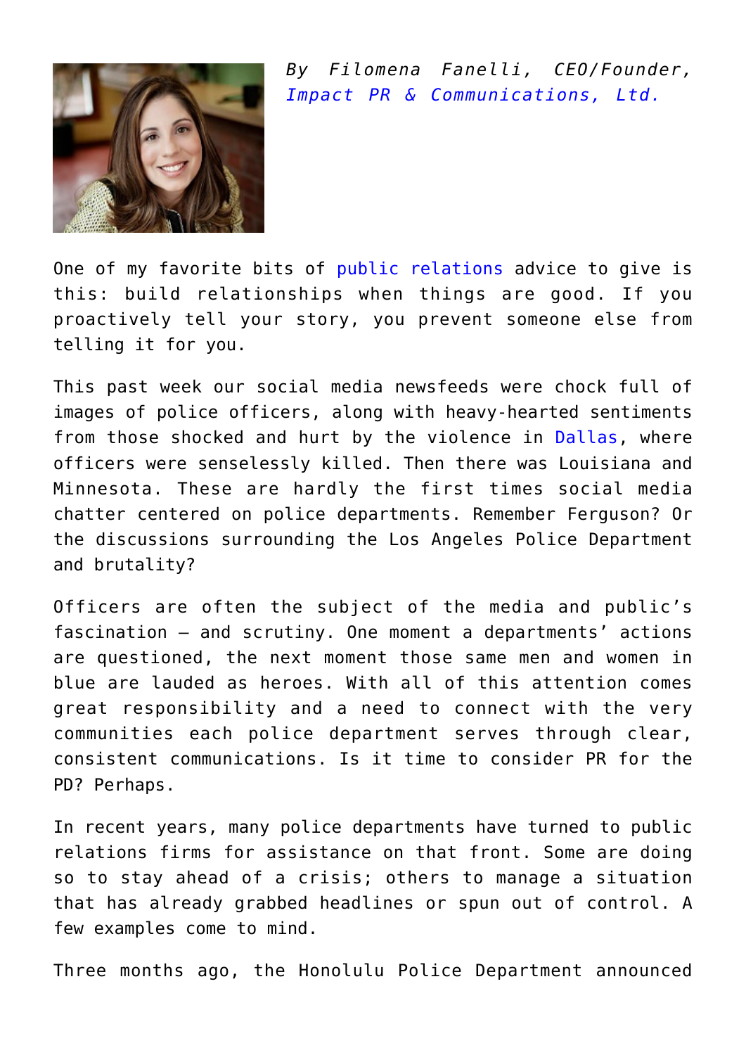*By Filomena Fanelli, CEO/Founder, Impact PR & Communications, Ltd.*

One of my favorite bits of public relations advice to give is this: build relationships when things are good. If you proactively tell your story, you prevent someone else from telling it for you.

This past week our social media newsfeeds were chock full of images of police officers, along with heavy-hearted sentiments from those shocked and hurt by the violence in Dallas, where officers were senselessly killed. Then there was Louisiana and Minnesota. These are hardly the first times social media chatter centered on police departments. Remember Ferguson? Or the discussions surrounding the Los Angeles Police Department and brutality?

Officers are often the subject of the media and public's fascination – and scrutiny. One moment a departments' actions are questioned, the next moment those same men and women in blue are lauded as heroes. With all of this attention comes great responsibility and a need to connect with the very communities each police department serves through clear, consistent communications. Is it time to consider PR for the PD? Perhaps.

In recent years, many police departments have turned to public relations firms for assistance on that front. Some are doing so to stay ahead of a crisis; others to manage a situation that has already grabbed headlines or spun out of control. A few examples come to mind.

Three months ago, the Honolulu Police Department announced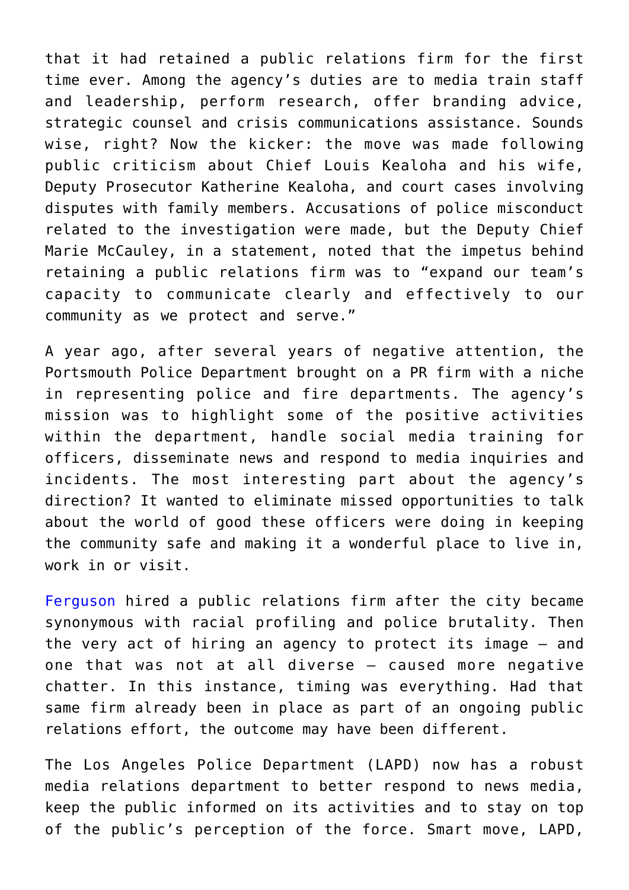that it had retained a public relations firm for the first time ever. Among the agency's duties are to media train staff and leadership, perform research, offer branding advice, strategic counsel and crisis communications assistance. Sounds wise, right? Now the kicker: the move was made following public criticism about Chief Louis Kealoha and his wife, Deputy Prosecutor Katherine Kealoha, and court cases involving disputes with family members. Accusations of police misconduct related to the investigation were made, but the Deputy Chief Marie McCauley, in a statement, noted that the impetus behind retaining a public relations firm was to "expand our team's capacity to communicate clearly and effectively to our community as we protect and serve."

A year ago, after several years of negative attention, the Portsmouth Police Department brought on a PR firm with a niche in representing police and fire departments. The agency's mission was to highlight some of the positive activities within the department, handle social media training for officers, disseminate news and respond to media inquiries and incidents. The most interesting part about the agency's direction? It wanted to eliminate missed opportunities to talk about the world of good these officers were doing in keeping the community safe and making it a wonderful place to live in, work in or visit.

Ferguson hired a public relations firm after the city became synonymous with racial profiling and police brutality. Then the very act of hiring an agency to protect its image – and one that was not at all diverse – caused more negative chatter. In this instance, timing was everything. Had that same firm already been in place as part of an ongoing public relations effort, the outcome may have been different.

The Los Angeles Police Department (LAPD) now has a robust media relations department to better respond to news media, keep the public informed on its activities and to stay on top of the public's perception of the force. Smart move, LAPD,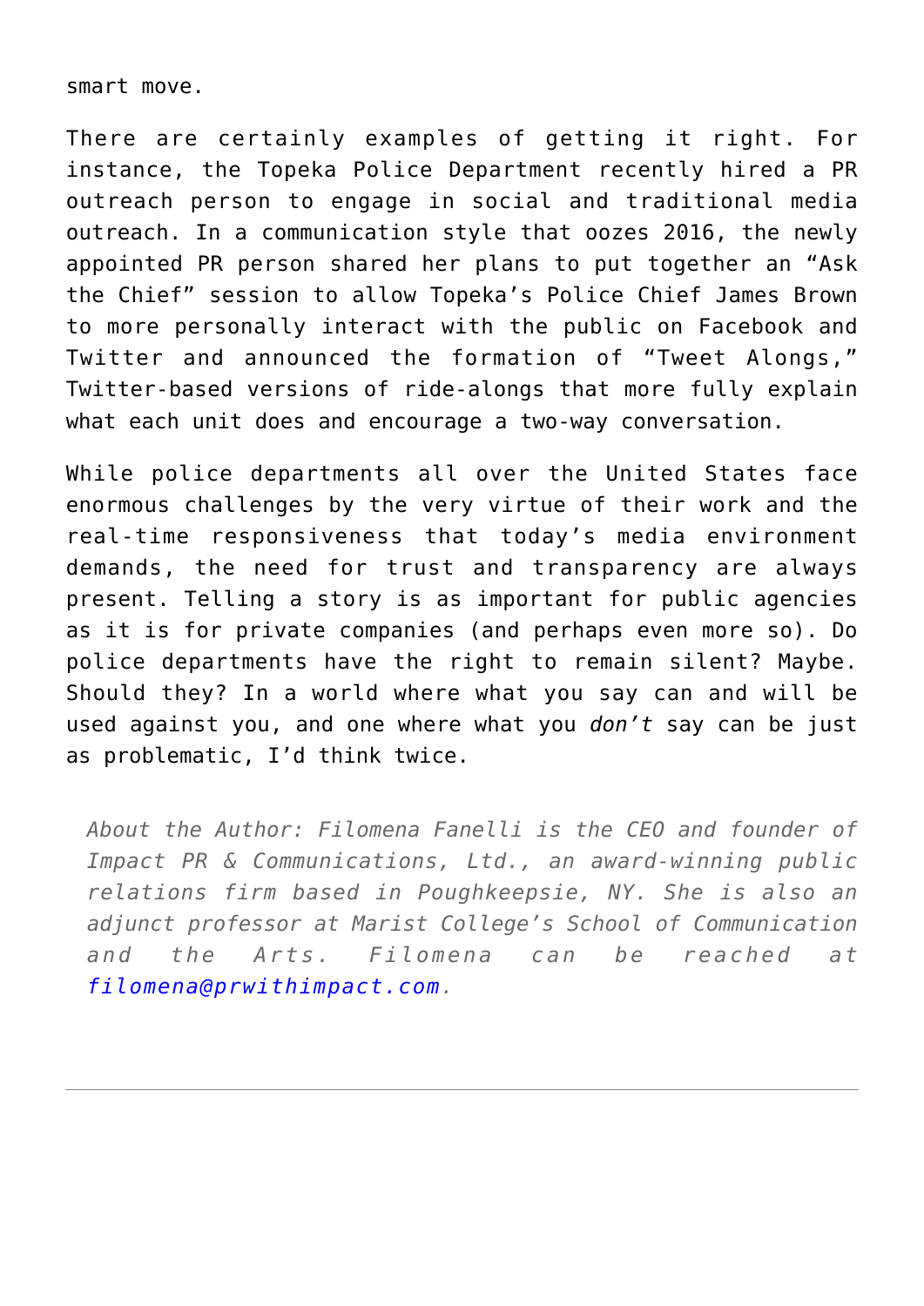smart move.

There are certainly examples of getting it right. For instance, the Topeka Police Department recently hired a PR outreach person to engage in social and traditional media outreach. In a communication style that oozes 2016, the newly appointed PR person shared her plans to put together an "Ask the Chief" session to allow Topeka's Police Chief James Brown to more personally interact with the public on Facebook and Twitter and announced the formation of "Tweet Alongs," Twitter-based versions of ride-alongs that more fully explain what each unit does and encourage a two-way conversation.

While police departments all over the United States face enormous challenges by the very virtue of their work and the real-time responsiveness that today's media environment demands, the need for trust and transparency are always present. Telling a story is as important for public agencies as it is for private companies (and perhaps even more so). Do police departments have the right to remain silent? Maybe. Should they? In a world where what you say can and will be used against you, and one where what you *don't* say can be just as problematic, I'd think twice.

> *About the Author: Filomena Fanelli is the CEO and founder of Impact PR & Communications, Ltd., an award-winning public relations firm based in Poughkeepsie, NY. She is also an adjunct professor at Marist College's School of Communication and the Arts. Filomena can be reached at filomena@prwithimpact.com.*

---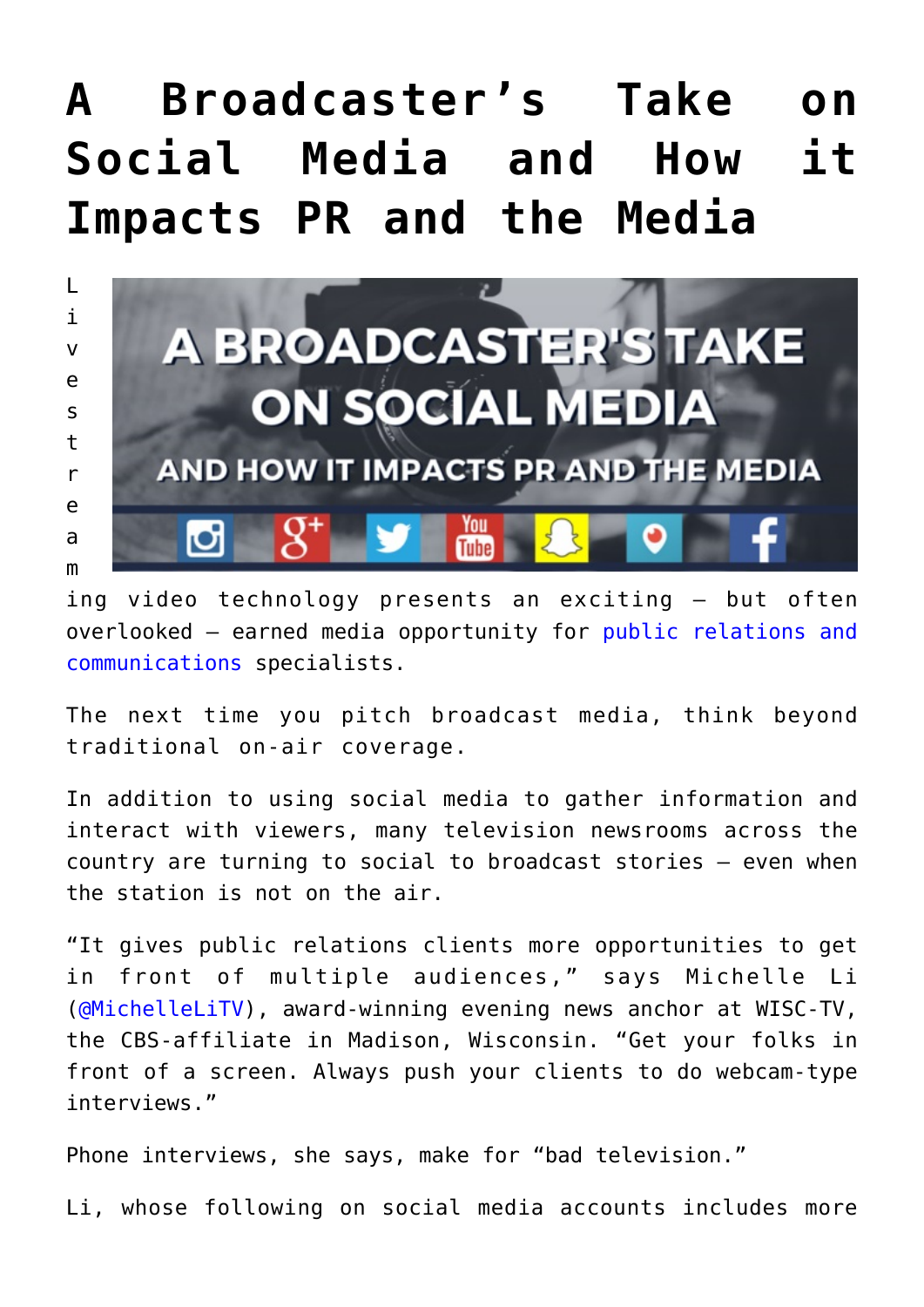# A Broadcaster's Take on Social Media and How it Impacts PR and the Media

Livestreaming video technology presents an exciting – but often overlooked – earned media opportunity for public relations and communications specialists.

The next time you pitch broadcast media, think beyond traditional on-air coverage.

In addition to using social media to gather information and interact with viewers, many television newsrooms across the country are turning to social to broadcast stories – even when the station is not on the air.

"It gives public relations clients more opportunities to get in front of multiple audiences," says Michelle Li (@MichelleLiTV), award-winning evening news anchor at WISC-TV, the CBS-affiliate in Madison, Wisconsin. "Get your folks in front of a screen. Always push your clients to do webcam-type interviews."

Phone interviews, she says, make for "bad television."

Li, whose following on social media accounts includes more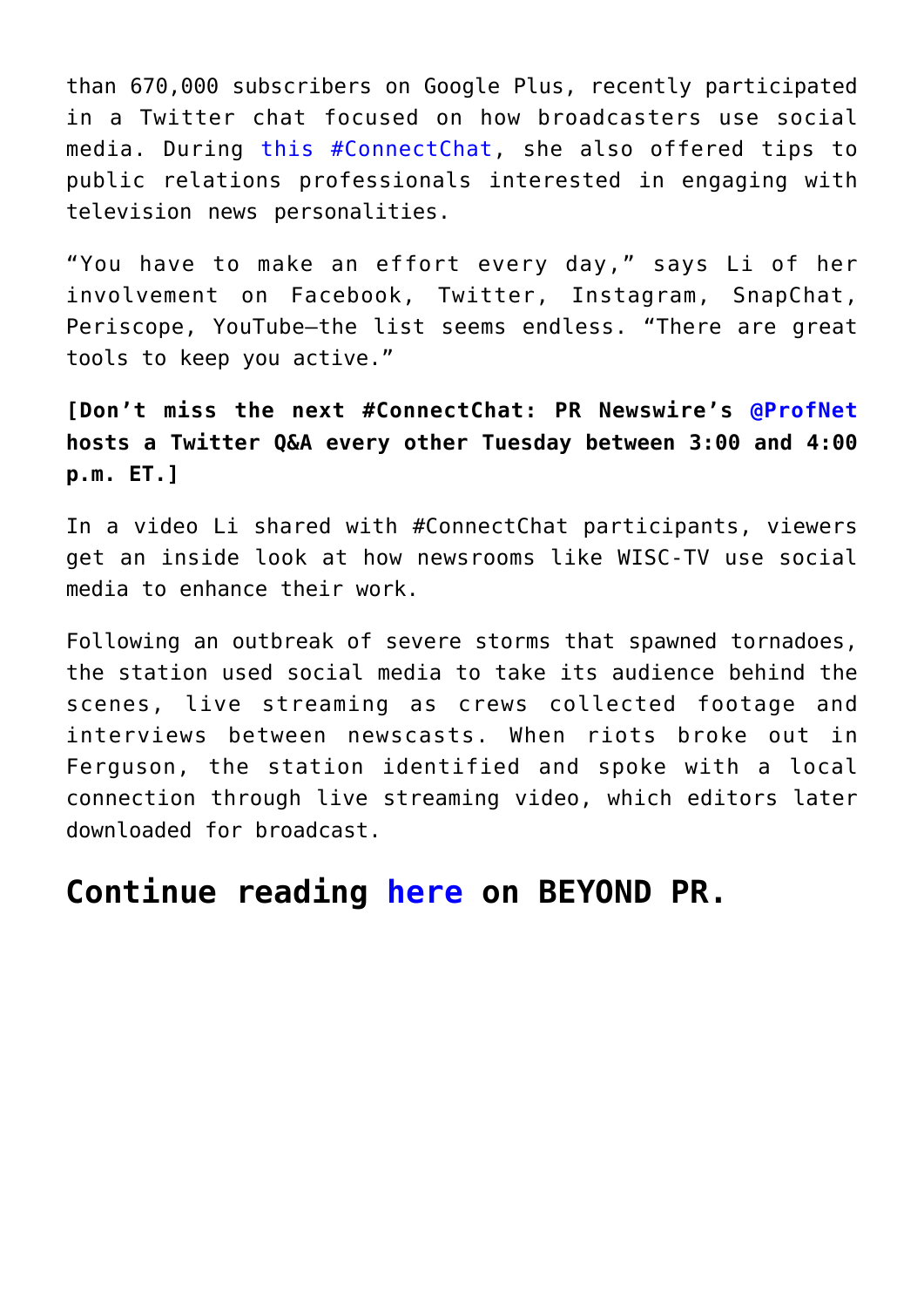than 670,000 subscribers on Google Plus, recently participated in a Twitter chat focused on how broadcasters use social media. During this #ConnectChat, she also offered tips to public relations professionals interested in engaging with television news personalities.

“You have to make an effort every day,” says Li of her involvement on Facebook, Twitter, Instagram, SnapChat, Periscope, YouTube—the list seems endless. “There are great tools to keep you active.”

**[Don’t miss the next #ConnectChat: PR Newswire’s @ProfNet hosts a Twitter Q&A every other Tuesday between 3:00 and 4:00 p.m. ET.]**

In a video Li shared with #ConnectChat participants, viewers get an inside look at how newsrooms like WISC-TV use social media to enhance their work.

Following an outbreak of severe storms that spawned tornadoes, the station used social media to take its audience behind the scenes, live streaming as crews collected footage and interviews between newscasts. When riots broke out in Ferguson, the station identified and spoke with a local connection through live streaming video, which editors later downloaded for broadcast.

## Continue reading here on BEYOND PR.